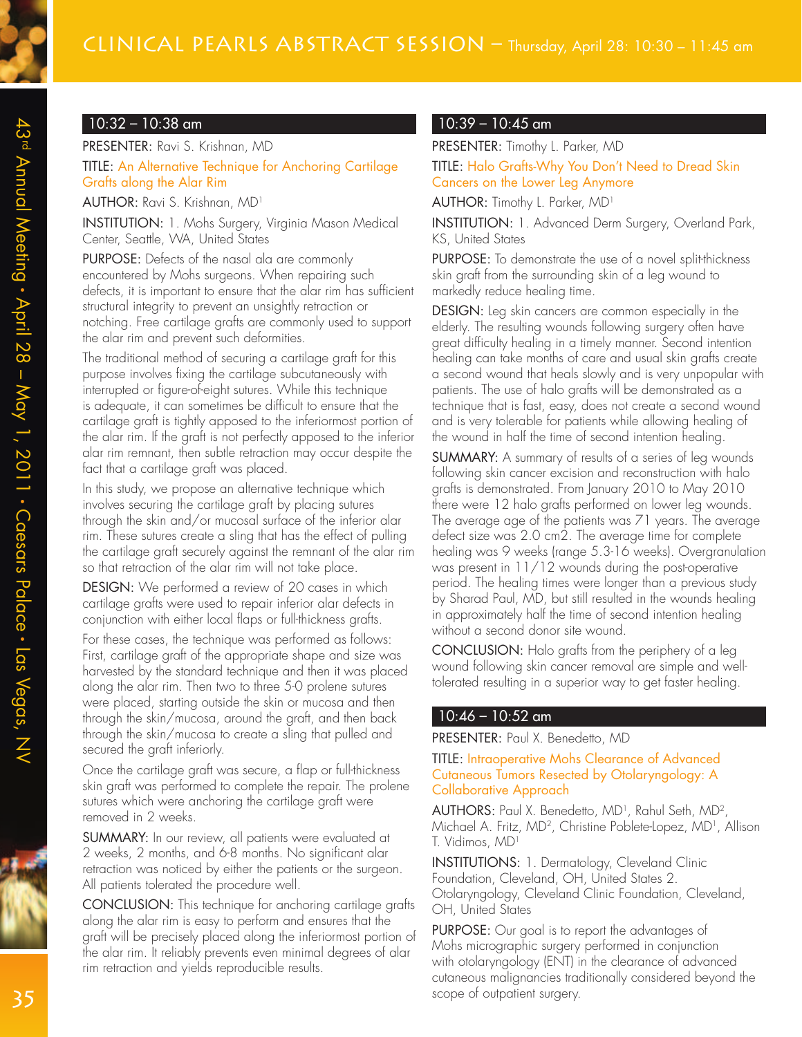# CLINICAL PEARLS ABSTRACT SESSION – Thursday, April 28: 10:30 – 11:45 am

## 10:32 – 10:38 am

PRESENTER: Ravi S. Krishnan, MD

TITLE: An Alternative Technique for Anchoring Cartilage Grafts along the Alar Rim

AUTHOR: Ravi S. Krishnan, MD[1]

INSTITUTION: 1. Mohs Surgery, Virginia Mason Medical Center, Seattle, WA, United States

PURPOSE: Defects of the nasal ala are commonly encountered by Mohs surgeons. When repairing such defects, it is important to ensure that the alar rim has sufficient structural integrity to prevent an unsightly retraction or notching. Free cartilage grafts are commonly used to support the alar rim and prevent such deformities.

The traditional method of securing a cartilage graft for this purpose involves fixing the cartilage subcutaneously with interrupted or figure-of-eight sutures. While this technique is adequate, it can sometimes be difficult to ensure that the cartilage graft is tightly apposed to the inferiormost portion of the alar rim. If the graft is not perfectly apposed to the inferior alar rim remnant, then subtle retraction may occur despite the fact that a cartilage graft was placed.

In this study, we propose an alternative technique which involves securing the cartilage graft by placing sutures through the skin and/or mucosal surface of the inferior alar rim. These sutures create a sling that has the effect of pulling the cartilage graft securely against the remnant of the alar rim so that retraction of the alar rim will not take place.

DESIGN: We performed a review of 20 cases in which cartilage grafts were used to repair inferior alar defects in conjunction with either local flaps or full-thickness grafts.

For these cases, the technique was performed as follows: First, cartilage graft of the appropriate shape and size was harvested by the standard technique and then it was placed along the alar rim. Then two to three 5-0 prolene sutures were placed, starting outside the skin or mucosa and then through the skin/mucosa, around the graft, and then back through the skin/mucosa to create a sling that pulled and secured the graft inferiorly.

Once the cartilage graft was secure, a flap or full-thickness skin graft was performed to complete the repair. The prolene sutures which were anchoring the cartilage graft were removed in 2 weeks.

SUMMARY: In our review, all patients were evaluated at 2 weeks, 2 months, and 6-8 months. No significant alar retraction was noticed by either the patients or the surgeon. All patients tolerated the procedure well.

CONCLUSION: This technique for anchoring cartilage grafts along the alar rim is easy to perform and ensures that the graft will be precisely placed along the inferiormost portion of the alar rim. It reliably prevents even minimal degrees of alar rim retraction and yields reproducible results.

## 10:39 – 10:45 am

PRESENTER: Timothy L. Parker, MD

TITLE: Halo Grafts-Why You Don't Need to Dread Skin Cancers on the Lower Leg Anymore

AUTHOR: Timothy L. Parker, MD[1]

INSTITUTION: 1. Advanced Derm Surgery, Overland Park, KS, United States

PURPOSE: To demonstrate the use of a novel split-thickness skin graft from the surrounding skin of a leg wound to markedly reduce healing time.

DESIGN: Leg skin cancers are common especially in the elderly. The resulting wounds following surgery often have great difficulty healing in a timely manner. Second intention healing can take months of care and usual skin grafts create a second wound that heals slowly and is very unpopular with patients. The use of halo grafts will be demonstrated as a technique that is fast, easy, does not create a second wound and is very tolerable for patients while allowing healing of the wound in half the time of second intention healing.

SUMMARY: A summary of results of a series of leg wounds following skin cancer excision and reconstruction with halo grafts is demonstrated. From January 2010 to May 2010 there were 12 halo grafts performed on lower leg wounds. The average age of the patients was 71 years. The average defect size was 2.0 cm2. The average time for complete healing was 9 weeks (range 5.3-16 weeks). Overgranulation was present in 11/12 wounds during the post-operative period. The healing times were longer than a previous study by Sharad Paul, MD, but still resulted in the wounds healing in approximately half the time of second intention healing without a second donor site wound.

CONCLUSION: Halo grafts from the periphery of a leg wound following skin cancer removal are simple and well-tolerated resulting in a superior way to get faster healing.

## 10:46 – 10:52 am

PRESENTER: Paul X. Benedetto, MD

TITLE: Intraoperative Mohs Clearance of Advanced Cutaneous Tumors Resected by Otolaryngology: A Collaborative Approach

AUTHORS: Paul X. Benedetto, MD[1], Rahul Seth, MD[2], Michael A. Fritz, MD[2], Christine Poblete-Lopez, MD[1], Allison T. Vidimos, MD[1]

INSTITUTIONS: 1. Dermatology, Cleveland Clinic Foundation, Cleveland, OH, United States 2. Otolaryngology, Cleveland Clinic Foundation, Cleveland, OH, United States

PURPOSE: Our goal is to report the advantages of Mohs micrographic surgery performed in conjunction with otolaryngology (ENT) in the clearance of advanced cutaneous malignancies traditionally considered beyond the scope of outpatient surgery.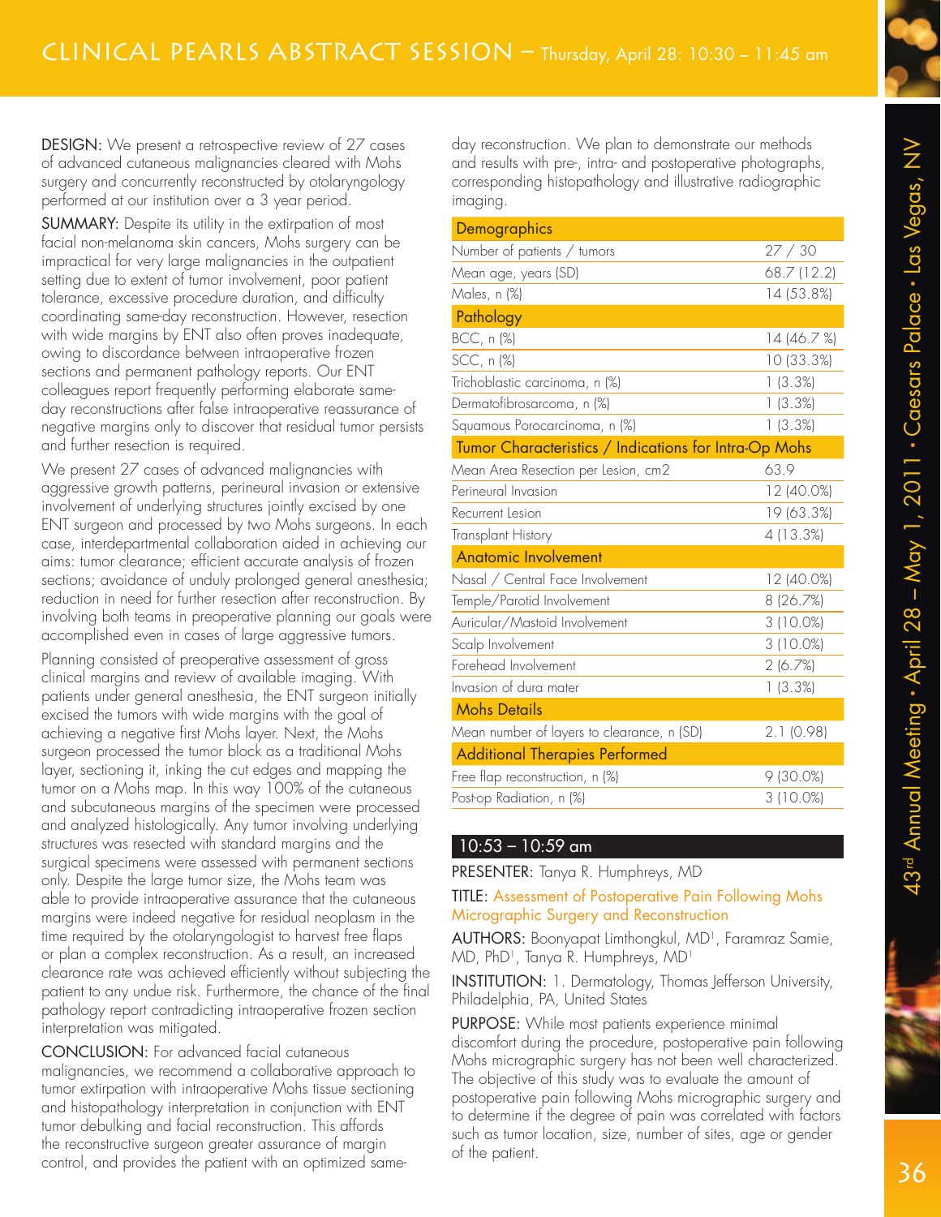**DESIGN:** We present a retrospective review of 27 cases of advanced cutaneous malignancies cleared with Mohs surgery and concurrently reconstructed by otolaryngology performed at our institution over a 3 year period.

**SUMMARY:** Despite its utility in the extirpation of most facial non-melanoma skin cancers, Mohs surgery can be impractical for very large malignancies in the outpatient setting due to extent of tumor involvement, poor patient tolerance, excessive procedure duration, and difficulty coordinating same-day reconstruction. However, resection with wide margins by ENT also often proves inadequate, owing to discordance between intraoperative frozen sections and permanent pathology reports. Our ENT colleagues report frequently performing elaborate same-day reconstructions after false intraoperative reassurance of negative margins only to discover that residual tumor persists and further resection is required.

We present 27 cases of advanced malignancies with aggressive growth patterns, perineural invasion or extensive involvement of underlying structures jointly excised by one ENT surgeon and processed by two Mohs surgeons. In each case, interdepartmental collaboration aided in achieving our aims: tumor clearance; efficient accurate analysis of frozen sections; avoidance of unduly prolonged general anesthesia; reduction in need for further resection after reconstruction. By involving both teams in preoperative planning our goals were accomplished even in cases of large aggressive tumors.

Planning consisted of preoperative assessment of gross clinical margins and review of available imaging. With patients under general anesthesia, the ENT surgeon initially excised the tumors with wide margins with the goal of achieving a negative first Mohs layer. Next, the Mohs surgeon processed the tumor block as a traditional Mohs layer, sectioning it, inking the cut edges and mapping the tumor on a Mohs map. In this way 100% of the cutaneous and subcutaneous margins of the specimen were processed and analyzed histologically. Any tumor involving underlying structures was resected with standard margins and the surgical specimens were assessed with permanent sections only. Despite the large tumor size, the Mohs team was able to provide intraoperative assurance that the cutaneous margins were indeed negative for residual neoplasm in the time required by the otolaryngologist to harvest free flaps or plan a complex reconstruction. As a result, an increased clearance rate was achieved efficiently without subjecting the patient to any undue risk. Furthermore, the chance of the final pathology report contradicting intraoperative frozen section interpretation was mitigated.

**CONCLUSION:** For advanced facial cutaneous malignancies, we recommend a collaborative approach to tumor extirpation with intraoperative Mohs tissue sectioning and histopathology interpretation in conjunction with ENT tumor debulking and facial reconstruction. This affords the reconstructive surgeon greater assurance of margin control, and provides the patient with an optimized same-day reconstruction. We plan to demonstrate our methods and results with pre-, intra- and postoperative photographs, corresponding histopathology and illustrative radiographic imaging.

| Demographics | |
|---|---|
| Number of patients / tumors | 27 / 30 |
| Mean age, years (SD) | 68.7 (12.2) |
| Males, n (%) | 14 (53.8%) |
| **Pathology** | |
| BCC, n (%) | 14 (46.7 %) |
| SCC, n (%) | 10 (33.3%) |
| Trichoblastic carcinoma, n (%) | 1 (3.3%) |
| Dermatofibrosarcoma, n (%) | 1 (3.3%) |
| Squamous Porocarcinoma, n (%) | 1 (3.3%) |
| **Tumor Characteristics / Indications for Intra-Op Mohs** | |
| Mean Area Resection per Lesion, cm2 | 63.9 |
| Perineural Invasion | 12 (40.0%) |
| Recurrent Lesion | 19 (63.3%) |
| Transplant History | 4 (13.3%) |
| **Anatomic Involvement** | |
| Nasal / Central Face Involvement | 12 (40.0%) |
| Temple/Parotid Involvement | 8 (26.7%) |
| Auricular/Mastoid Involvement | 3 (10.0%) |
| Scalp Involvement | 3 (10.0%) |
| Forehead Involvement | 2 (6.7%) |
| Invasion of dura mater | 1 (3.3%) |
| **Mohs Details** | |
| Mean number of layers to clearance, n (SD) | 2.1 (0.98) |
| **Additional Therapies Performed** | |
| Free flap reconstruction, n (%) | 9 (30.0%) |
| Post-op Radiation, n (%) | 3 (10.0%) |

## 10:53 – 10:59 am

**PRESENTER:** Tanya R. Humphreys, MD

**TITLE:** Assessment of Postoperative Pain Following Mohs Micrographic Surgery and Reconstruction

**AUTHORS:** Boonyapat Limthongkul, MD[1], Faramraz Samie, MD, PhD[1], Tanya R. Humphreys, MD[1]

**INSTITUTION:** 1. Dermatology, Thomas Jefferson University, Philadelphia, PA, United States

**PURPOSE:** While most patients experience minimal discomfort during the procedure, postoperative pain following Mohs micrographic surgery has not been well characterized. The objective of this study was to evaluate the amount of postoperative pain following Mohs micrographic surgery and to determine if the degree of pain was correlated with factors such as tumor location, size, number of sites, age or gender of the patient.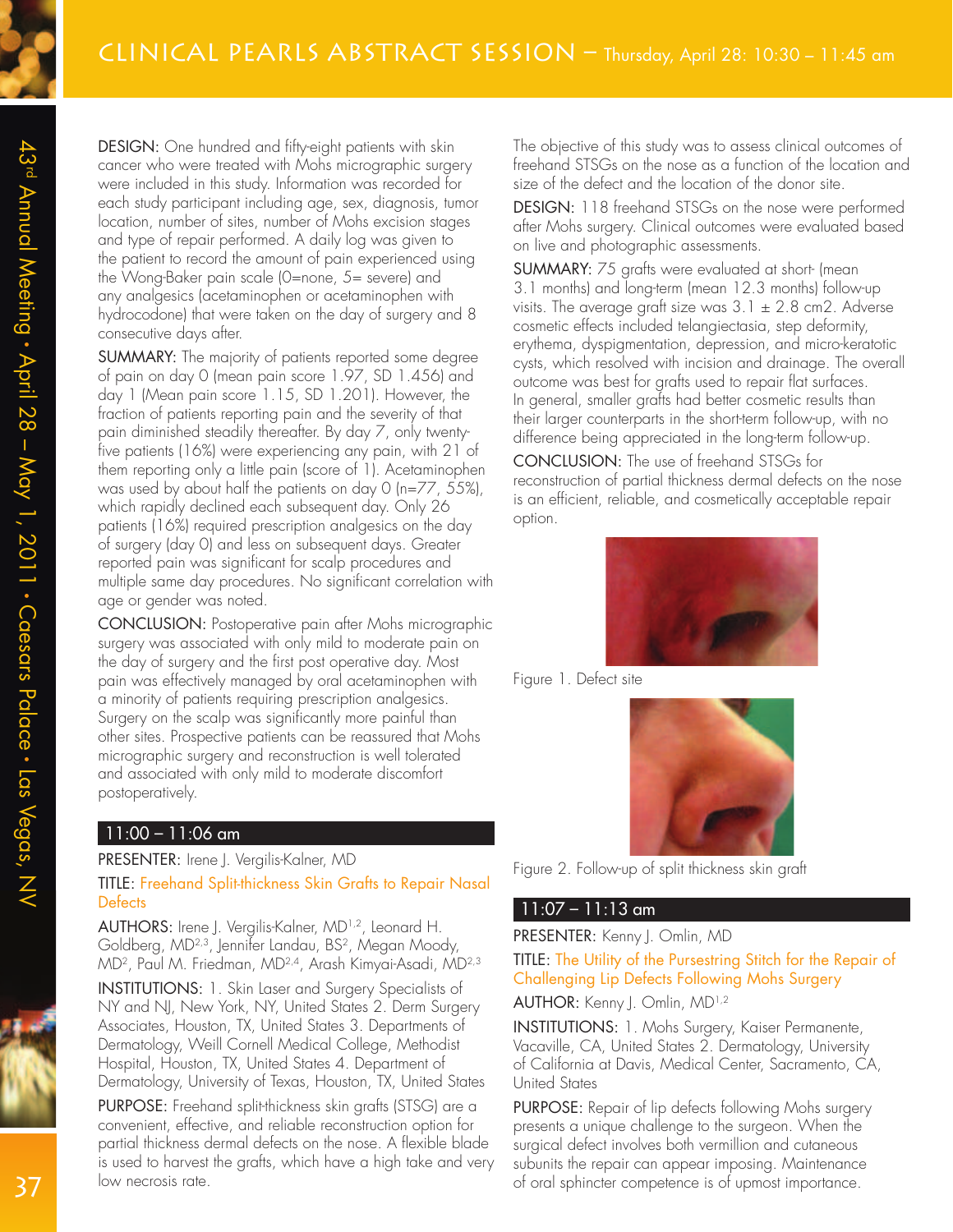DESIGN: One hundred and fifty-eight patients with skin cancer who were treated with Mohs micrographic surgery were included in this study. Information was recorded for each study participant including age, sex, diagnosis, tumor location, number of sites, number of Mohs excision stages and type of repair performed. A daily log was given to the patient to record the amount of pain experienced using the Wong-Baker pain scale (0=none, 5= severe) and any analgesics (acetaminophen or acetaminophen with hydrocodone) that were taken on the day of surgery and 8 consecutive days after.

SUMMARY: The majority of patients reported some degree of pain on day 0 (mean pain score 1.97, SD 1.456) and day 1 (Mean pain score 1.15, SD 1.201). However, the fraction of patients reporting pain and the severity of that pain diminished steadily thereafter. By day 7, only twenty-five patients (16%) were experiencing any pain, with 21 of them reporting only a little pain (score of 1). Acetaminophen was used by about half the patients on day 0 (n=77, 55%), which rapidly declined each subsequent day. Only 26 patients (16%) required prescription analgesics on the day of surgery (day 0) and less on subsequent days. Greater reported pain was significant for scalp procedures and multiple same day procedures. No significant correlation with age or gender was noted.

CONCLUSION: Postoperative pain after Mohs micrographic surgery was associated with only mild to moderate pain on the day of surgery and the first post operative day. Most pain was effectively managed by oral acetaminophen with a minority of patients requiring prescription analgesics. Surgery on the scalp was significantly more painful than other sites. Prospective patients can be reassured that Mohs micrographic surgery and reconstruction is well tolerated and associated with only mild to moderate discomfort postoperatively.

## 11:00 – 11:06 am

PRESENTER: Irene J. Vergilis-Kalner, MD

TITLE: Freehand Split-thickness Skin Grafts to Repair Nasal Defects

AUTHORS: Irene J. Vergilis-Kalner, MD[1,2], Leonard H. Goldberg, MD[2,3], Jennifer Landau, BS[2], Megan Moody, MD[2], Paul M. Friedman, MD[2,4], Arash Kimyai-Asadi, MD[2,3]

INSTITUTIONS: 1. Skin Laser and Surgery Specialists of NY and NJ, New York, NY, United States 2. Derm Surgery Associates, Houston, TX, United States 3. Departments of Dermatology, Weill Cornell Medical College, Methodist Hospital, Houston, TX, United States 4. Department of Dermatology, University of Texas, Houston, TX, United States

PURPOSE: Freehand split-thickness skin grafts (STSG) are a convenient, effective, and reliable reconstruction option for partial thickness dermal defects on the nose. A flexible blade is used to harvest the grafts, which have a high take and very low necrosis rate.

The objective of this study was to assess clinical outcomes of freehand STSGs on the nose as a function of the location and size of the defect and the location of the donor site.

DESIGN: 118 freehand STSGs on the nose were performed after Mohs surgery. Clinical outcomes were evaluated based on live and photographic assessments.

SUMMARY: 75 grafts were evaluated at short- (mean 3.1 months) and long-term (mean 12.3 months) follow-up visits. The average graft size was 3.1 ± 2.8 cm2. Adverse cosmetic effects included telangiectasia, step deformity, erythema, dyspigmentation, depression, and micro-keratotic cysts, which resolved with incision and drainage. The overall outcome was best for grafts used to repair flat surfaces. In general, smaller grafts had better cosmetic results than their larger counterparts in the short-term follow-up, with no difference being appreciated in the long-term follow-up.

CONCLUSION: The use of freehand STSGs for reconstruction of partial thickness dermal defects on the nose is an efficient, reliable, and cosmetically acceptable repair option.

Figure 1. Defect site

Figure 2. Follow-up of split thickness skin graft

## 11:07 – 11:13 am

PRESENTER: Kenny J. Omlin, MD

TITLE: The Utility of the Pursestring Stitch for the Repair of Challenging Lip Defects Following Mohs Surgery

AUTHOR: Kenny J. Omlin, MD[1,2]

INSTITUTIONS: 1. Mohs Surgery, Kaiser Permanente, Vacaville, CA, United States 2. Dermatology, University of California at Davis, Medical Center, Sacramento, CA, United States

PURPOSE: Repair of lip defects following Mohs surgery presents a unique challenge to the surgeon. When the surgical defect involves both vermillion and cutaneous subunits the repair can appear imposing. Maintenance of oral sphincter competence is of upmost importance.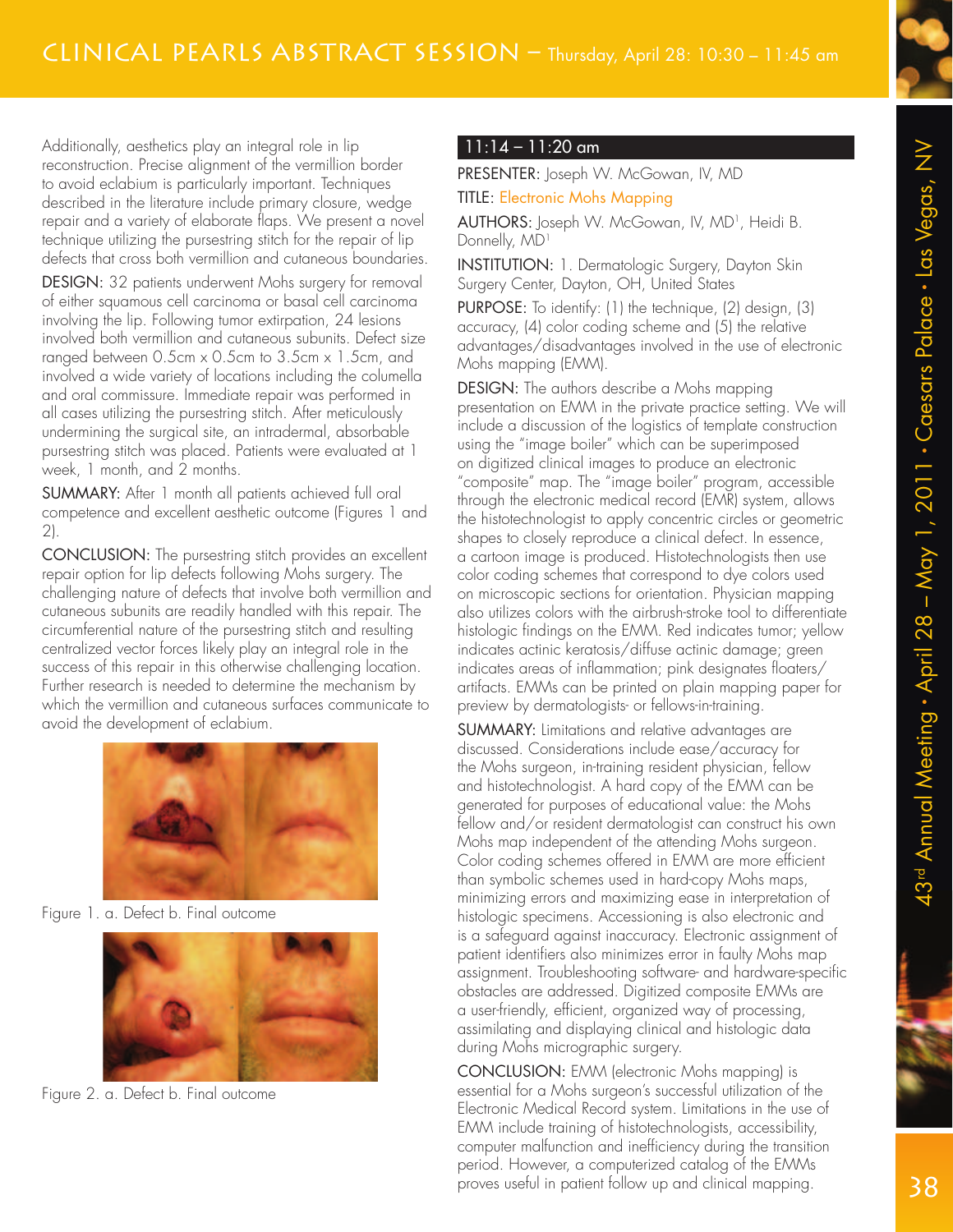Additionally, aesthetics play an integral role in lip reconstruction. Precise alignment of the vermillion border to avoid eclabium is particularly important. Techniques described in the literature include primary closure, wedge repair and a variety of elaborate flaps. We present a novel technique utilizing the pursestring stitch for the repair of lip defects that cross both vermillion and cutaneous boundaries.

DESIGN: 32 patients underwent Mohs surgery for removal of either squamous cell carcinoma or basal cell carcinoma involving the lip. Following tumor extirpation, 24 lesions involved both vermillion and cutaneous subunits. Defect size ranged between 0.5cm x 0.5cm to 3.5cm x 1.5cm, and involved a wide variety of locations including the columella and oral commissure. Immediate repair was performed in all cases utilizing the pursestring stitch. After meticulously undermining the surgical site, an intradermal, absorbable pursestring stitch was placed. Patients were evaluated at 1 week, 1 month, and 2 months.

SUMMARY: After 1 month all patients achieved full oral competence and excellent aesthetic outcome (Figures 1 and 2).

CONCLUSION: The pursestring stitch provides an excellent repair option for lip defects following Mohs surgery. The challenging nature of defects that involve both vermillion and cutaneous subunits are readily handled with this repair. The circumferential nature of the pursestring stitch and resulting centralized vector forces likely play an integral role in the success of this repair in this otherwise challenging location. Further research is needed to determine the mechanism by which the vermillion and cutaneous surfaces communicate to avoid the development of eclabium.

Figure 1. a. Defect b. Final outcome

Figure 2. a. Defect b. Final outcome

### 11:14 – 11:20 am

PRESENTER: Joseph W. McGowan, IV, MD

TITLE: Electronic Mohs Mapping

AUTHORS: Joseph W. McGowan, IV, MD[1], Heidi B. Donnelly, MD[1]

INSTITUTION: 1. Dermatologic Surgery, Dayton Skin Surgery Center, Dayton, OH, United States

PURPOSE: To identify: (1) the technique, (2) design, (3) accuracy, (4) color coding scheme and (5) the relative advantages/disadvantages involved in the use of electronic Mohs mapping (EMM).

DESIGN: The authors describe a Mohs mapping presentation on EMM in the private practice setting. We will include a discussion of the logistics of template construction using the "image boiler" which can be superimposed on digitized clinical images to produce an electronic "composite" map. The "image boiler" program, accessible through the electronic medical record (EMR) system, allows the histotechnologist to apply concentric circles or geometric shapes to closely reproduce a clinical defect. In essence, a cartoon image is produced. Histotechnologists then use color coding schemes that correspond to dye colors used on microscopic sections for orientation. Physician mapping also utilizes colors with the airbrush-stroke tool to differentiate histologic findings on the EMM. Red indicates tumor; yellow indicates actinic keratosis/diffuse actinic damage; green indicates areas of inflammation; pink designates floaters/artifacts. EMMs can be printed on plain mapping paper for preview by dermatologists- or fellows-in-training.

SUMMARY: Limitations and relative advantages are discussed. Considerations include ease/accuracy for the Mohs surgeon, in-training resident physician, fellow and histotechnologist. A hard copy of the EMM can be generated for purposes of educational value: the Mohs fellow and/or resident dermatologist can construct his own Mohs map independent of the attending Mohs surgeon. Color coding schemes offered in EMM are more efficient than symbolic schemes used in hard-copy Mohs maps, minimizing errors and maximizing ease in interpretation of histologic specimens. Accessioning is also electronic and is a safeguard against inaccuracy. Electronic assignment of patient identifiers also minimizes error in faulty Mohs map assignment. Troubleshooting software- and hardware-specific obstacles are addressed. Digitized composite EMMs are a user-friendly, efficient, organized way of processing, assimilating and displaying clinical and histologic data during Mohs micrographic surgery.

CONCLUSION: EMM (electronic Mohs mapping) is essential for a Mohs surgeon's successful utilization of the Electronic Medical Record system. Limitations in the use of EMM include training of histotechnologists, accessibility, computer malfunction and inefficiency during the transition period. However, a computerized catalog of the EMMs proves useful in patient follow up and clinical mapping.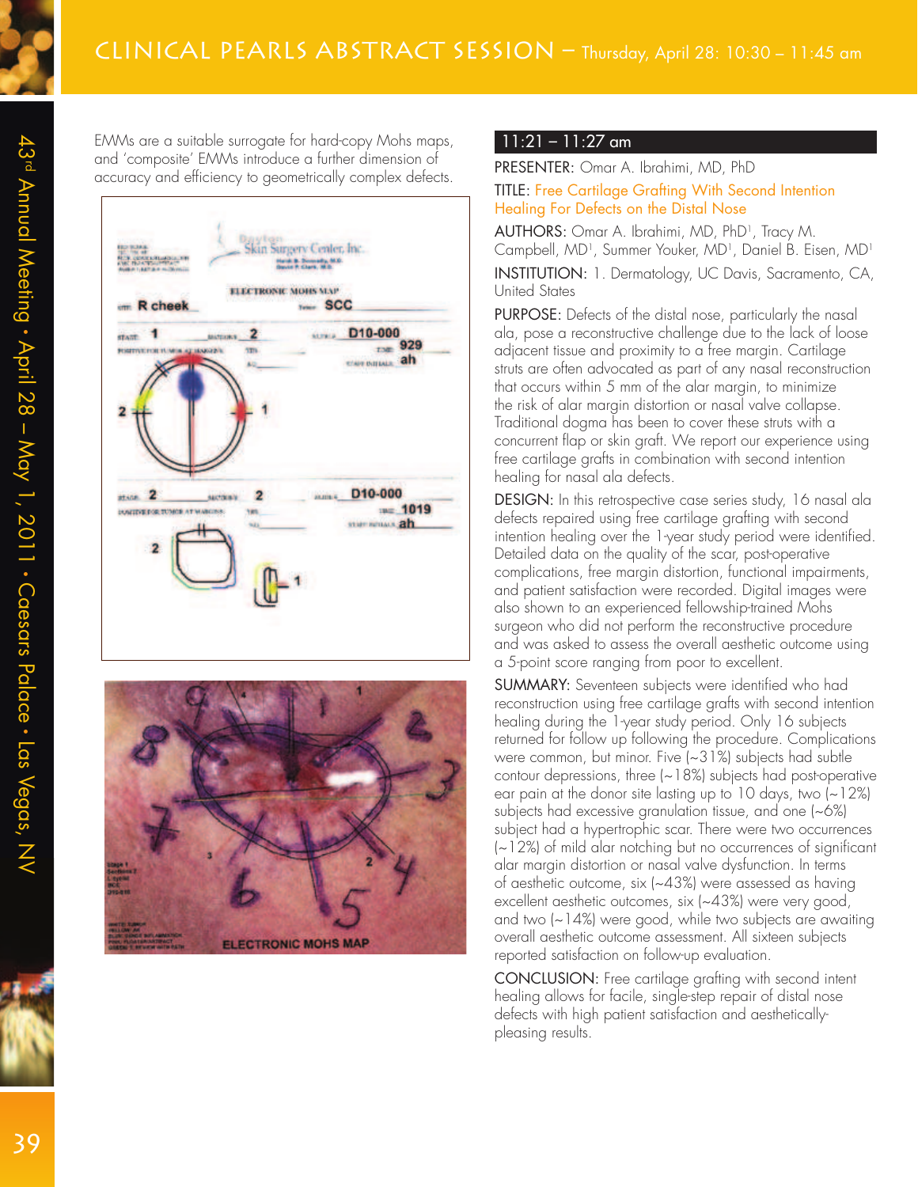EMMs are a suitable surrogate for hard-copy Mohs maps, and 'composite' EMMs introduce a further dimension of accuracy and efficiency to geometrically complex defects.

### 11:21 – 11:27 am

PRESENTER: Omar A. Ibrahimi, MD, PhD

TITLE: Free Cartilage Grafting With Second Intention Healing For Defects on the Distal Nose

AUTHORS: Omar A. Ibrahimi, MD, PhD[1], Tracy M. Campbell, MD[1], Summer Youker, MD[1], Daniel B. Eisen, MD[1]

INSTITUTION: 1. Dermatology, UC Davis, Sacramento, CA, United States

PURPOSE: Defects of the distal nose, particularly the nasal ala, pose a reconstructive challenge due to the lack of loose adjacent tissue and proximity to a free margin. Cartilage struts are often advocated as part of any nasal reconstruction that occurs within 5 mm of the alar margin, to minimize the risk of alar margin distortion or nasal valve collapse. Traditional dogma has been to cover these struts with a concurrent flap or skin graft. We report our experience using free cartilage grafts in combination with second intention healing for nasal ala defects.

DESIGN: In this retrospective case series study, 16 nasal ala defects repaired using free cartilage grafting with second intention healing over the 1-year study period were identified. Detailed data on the quality of the scar, post-operative complications, free margin distortion, functional impairments, and patient satisfaction were recorded. Digital images were also shown to an experienced fellowship-trained Mohs surgeon who did not perform the reconstructive procedure and was asked to assess the overall aesthetic outcome using a 5-point score ranging from poor to excellent.

SUMMARY: Seventeen subjects were identified who had reconstruction using free cartilage grafts with second intention healing during the 1-year study period. Only 16 subjects returned for follow up following the procedure. Complications were common, but minor. Five (~31%) subjects had subtle contour depressions, three (~18%) subjects had post-operative ear pain at the donor site lasting up to 10 days, two (~12%) subjects had excessive granulation tissue, and one (~6%) subject had a hypertrophic scar. There were two occurrences (~12%) of mild alar notching but no occurrences of significant alar margin distortion or nasal valve dysfunction. In terms of aesthetic outcome, six (~43%) were assessed as having excellent aesthetic outcomes, six (~43%) were very good, and two (~14%) were good, while two subjects are awaiting overall aesthetic outcome assessment. All sixteen subjects reported satisfaction on follow-up evaluation.

CONCLUSION: Free cartilage grafting with second intent healing allows for facile, single-step repair of distal nose defects with high patient satisfaction and aesthetically-pleasing results.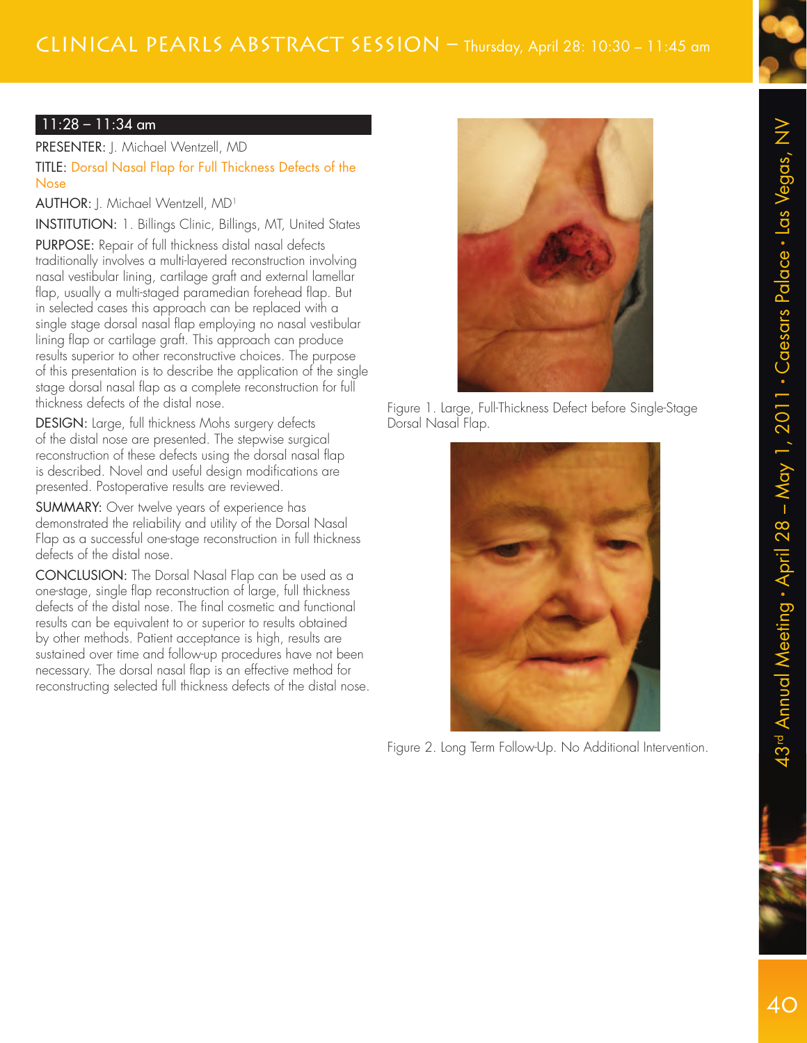## 11:28 – 11:34 am

PRESENTER: J. Michael Wentzell, MD

TITLE: Dorsal Nasal Flap for Full Thickness Defects of the Nose

AUTHOR: J. Michael Wentzell, MD[1]

INSTITUTION: 1. Billings Clinic, Billings, MT, United States

PURPOSE: Repair of full thickness distal nasal defects traditionally involves a multi-layered reconstruction involving nasal vestibular lining, cartilage graft and external lamellar flap, usually a multi-staged paramedian forehead flap. But in selected cases this approach can be replaced with a single stage dorsal nasal flap employing no nasal vestibular lining flap or cartilage graft. This approach can produce results superior to other reconstructive choices. The purpose of this presentation is to describe the application of the single stage dorsal nasal flap as a complete reconstruction for full thickness defects of the distal nose.

DESIGN: Large, full thickness Mohs surgery defects of the distal nose are presented. The stepwise surgical reconstruction of these defects using the dorsal nasal flap is described. Novel and useful design modifications are presented. Postoperative results are reviewed.

SUMMARY: Over twelve years of experience has demonstrated the reliability and utility of the Dorsal Nasal Flap as a successful one-stage reconstruction in full thickness defects of the distal nose.

CONCLUSION: The Dorsal Nasal Flap can be used as a one-stage, single flap reconstruction of large, full thickness defects of the distal nose. The final cosmetic and functional results can be equivalent to or superior to results obtained by other methods. Patient acceptance is high, results are sustained over time and follow-up procedures have not been necessary. The dorsal nasal flap is an effective method for reconstructing selected full thickness defects of the distal nose.

Figure 1. Large, Full-Thickness Defect before Single-Stage Dorsal Nasal Flap.

Figure 2. Long Term Follow-Up. No Additional Intervention.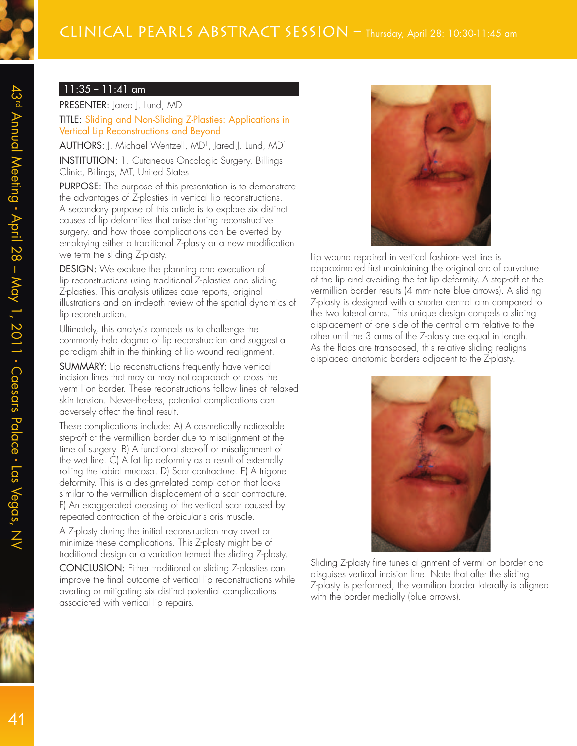## 11:35 – 11:41 am

PRESENTER: Jared J. Lund, MD

TITLE: Sliding and Non-Sliding Z-Plasties: Applications in Vertical Lip Reconstructions and Beyond

AUTHORS: J. Michael Wentzell, MD[1], Jared J. Lund, MD[1]

INSTITUTION: 1. Cutaneous Oncologic Surgery, Billings Clinic, Billings, MT, United States

PURPOSE: The purpose of this presentation is to demonstrate the advantages of Z-plasties in vertical lip reconstructions. A secondary purpose of this article is to explore six distinct causes of lip deformities that arise during reconstructive surgery, and how those complications can be averted by employing either a traditional Z-plasty or a new modification we term the sliding Z-plasty.

DESIGN: We explore the planning and execution of lip reconstructions using traditional Z-plasties and sliding Z-plasties. This analysis utilizes case reports, original illustrations and an in-depth review of the spatial dynamics of lip reconstruction.

Ultimately, this analysis compels us to challenge the commonly held dogma of lip reconstruction and suggest a paradigm shift in the thinking of lip wound realignment.

SUMMARY: Lip reconstructions frequently have vertical incision lines that may or may not approach or cross the vermillion border. These reconstructions follow lines of relaxed skin tension. Never-the-less, potential complications can adversely affect the final result.

These complications include: A) A cosmetically noticeable step-off at the vermillion border due to misalignment at the time of surgery. B) A functional step-off or misalignment of the wet line. C) A fat lip deformity as a result of externally rolling the labial mucosa. D) Scar contracture. E) A trigone deformity. This is a design-related complication that looks similar to the vermillion displacement of a scar contracture. F) An exaggerated creasing of the vertical scar caused by repeated contraction of the orbicularis oris muscle.

A Z-plasty during the initial reconstruction may avert or minimize these complications. This Z-plasty might be of traditional design or a variation termed the sliding Z-plasty.

CONCLUSION: Either traditional or sliding Z-plasties can improve the final outcome of vertical lip reconstructions while averting or mitigating six distinct potential complications associated with vertical lip repairs.

Lip wound repaired in vertical fashion- wet line is approximated first maintaining the original arc of curvature of the lip and avoiding the fat lip deformity. A step-off at the vermillion border results (4 mm- note blue arrows). A sliding Z-plasty is designed with a shorter central arm compared to the two lateral arms. This unique design compels a sliding displacement of one side of the central arm relative to the other until the 3 arms of the Z-plasty are equal in length. As the flaps are transposed, this relative sliding realigns displaced anatomic borders adjacent to the Z-plasty.

Sliding Z-plasty fine tunes alignment of vermilion border and disguises vertical incision line. Note that after the sliding Z-plasty is performed, the vermilion border laterally is aligned with the border medially (blue arrows).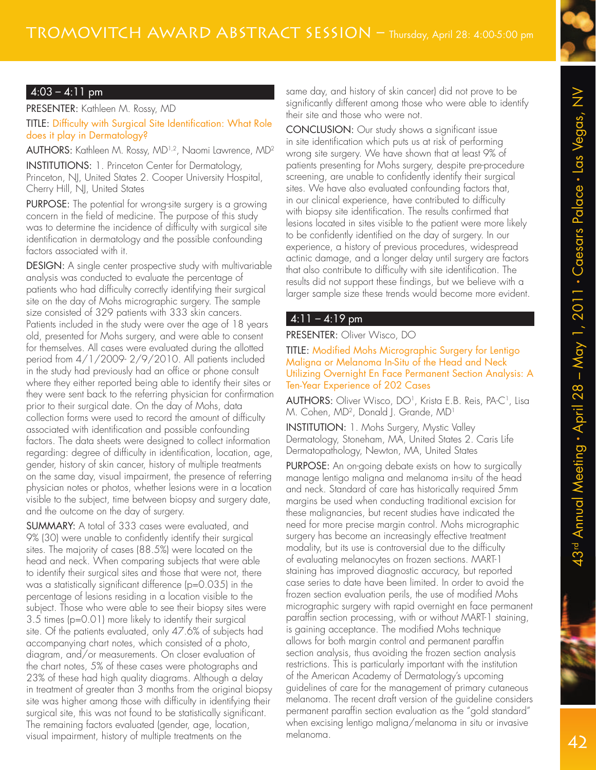# Tromovitch Award Abstract Session – Thursday, April 28: 4:00-5:00 pm

## 4:03 – 4:11 pm

PRESENTER: Kathleen M. Rossy, MD

TITLE: Difficulty with Surgical Site Identification: What Role does it play in Dermatology?

AUTHORS: Kathleen M. Rossy, MD[1,2], Naomi Lawrence, MD[2]

INSTITUTIONS: 1. Princeton Center for Dermatology, Princeton, NJ, United States 2. Cooper University Hospital, Cherry Hill, NJ, United States

PURPOSE: The potential for wrong-site surgery is a growing concern in the field of medicine. The purpose of this study was to determine the incidence of difficulty with surgical site identification in dermatology and the possible confounding factors associated with it.

DESIGN: A single center prospective study with multivariable analysis was conducted to evaluate the percentage of patients who had difficulty correctly identifying their surgical site on the day of Mohs micrographic surgery. The sample size consisted of 329 patients with 333 skin cancers. Patients included in the study were over the age of 18 years old, presented for Mohs surgery, and were able to consent for themselves. All cases were evaluated during the allotted period from 4/1/2009- 2/9/2010. All patients included in the study had previously had an office or phone consult where they either reported being able to identify their sites or they were sent back to the referring physician for confirmation prior to their surgical date. On the day of Mohs, data collection forms were used to record the amount of difficulty associated with identification and possible confounding factors. The data sheets were designed to collect information regarding: degree of difficulty in identification, location, age, gender, history of skin cancer, history of multiple treatments on the same day, visual impairment, the presence of referring physician notes or photos, whether lesions were in a location visible to the subject, time between biopsy and surgery date, and the outcome on the day of surgery.

SUMMARY: A total of 333 cases were evaluated, and 9% (30) were unable to confidently identify their surgical sites. The majority of cases (88.5%) were located on the head and neck. When comparing subjects that were able to identify their surgical sites and those that were not, there was a statistically significant difference ($p=0.035$) in the percentage of lesions residing in a location visible to the subject. Those who were able to see their biopsy sites were 3.5 times ($p=0.01$) more likely to identify their surgical site. Of the patients evaluated, only 47.6% of subjects had accompanying chart notes, which consisted of a photo, diagram, and/or measurements. On closer evaluation of the chart notes, 5% of these cases were photographs and 23% of these had high quality diagrams. Although a delay in treatment of greater than 3 months from the original biopsy site was higher among those with difficulty in identifying their surgical site, this was not found to be statistically significant. The remaining factors evaluated (gender, age, location, visual impairment, history of multiple treatments on the same day, and history of skin cancer) did not prove to be significantly different among those who were able to identify their site and those who were not.

CONCLUSION: Our study shows a significant issue in site identification which puts us at risk of performing wrong site surgery. We have shown that at least 9% of patients presenting for Mohs surgery, despite pre-procedure screening, are unable to confidently identify their surgical sites. We have also evaluated confounding factors that, in our clinical experience, have contributed to difficulty with biopsy site identification. The results confirmed that lesions located in sites visible to the patient were more likely to be confidently identified on the day of surgery. In our experience, a history of previous procedures, widespread actinic damage, and a longer delay until surgery are factors that also contribute to difficulty with site identification. The results did not support these findings, but we believe with a larger sample size these trends would become more evident.

## 4:11 – 4:19 pm

PRESENTER: Oliver Wisco, DO

TITLE: Modified Mohs Micrographic Surgery for Lentigo Maligna or Melanoma In-Situ of the Head and Neck Utilizing Overnight En Face Permanent Section Analysis: A Ten-Year Experience of 202 Cases

AUTHORS: Oliver Wisco, DO[1], Krista E.B. Reis, PA-C[1], Lisa M. Cohen, MD[2], Donald J. Grande, MD[1]

INSTITUTION: 1. Mohs Surgery, Mystic Valley Dermatology, Stoneham, MA, United States 2. Caris Life Dermatopathology, Newton, MA, United States

PURPOSE: An on-going debate exists on how to surgically manage lentigo maligna and melanoma in-situ of the head and neck. Standard of care has historically required 5mm margins be used when conducting traditional excision for these malignancies, but recent studies have indicated the need for more precise margin control. Mohs micrographic surgery has become an increasingly effective treatment modality, but its use is controversial due to the difficulty of evaluating melanocytes on frozen sections. MART-1 staining has improved diagnostic accuracy, but reported case series to date have been limited. In order to avoid the frozen section evaluation perils, the use of modified Mohs micrographic surgery with rapid overnight en face permanent paraffin section processing, with or without MART-1 staining, is gaining acceptance. The modified Mohs technique allows for both margin control and permanent paraffin section analysis, thus avoiding the frozen section analysis restrictions. This is particularly important with the institution of the American Academy of Dermatology's upcoming guidelines of care for the management of primary cutaneous melanoma. The recent draft version of the guideline considers permanent paraffin section evaluation as the "gold standard" when excising lentigo maligna/melanoma in situ or invasive melanoma.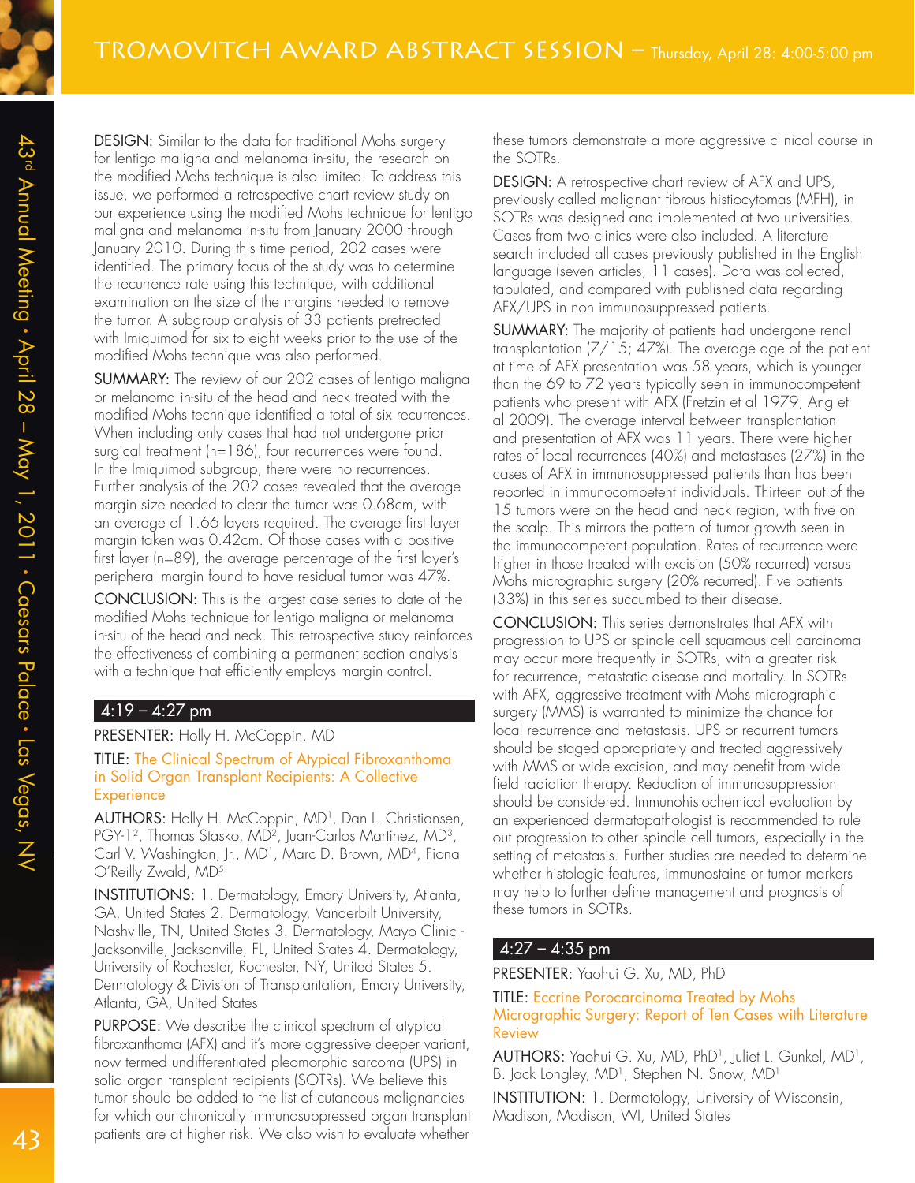DESIGN: Similar to the data for traditional Mohs surgery for lentigo maligna and melanoma in-situ, the research on the modified Mohs technique is also limited. To address this issue, we performed a retrospective chart review study on our experience using the modified Mohs technique for lentigo maligna and melanoma in-situ from January 2000 through January 2010. During this time period, 202 cases were identified. The primary focus of the study was to determine the recurrence rate using this technique, with additional examination on the size of the margins needed to remove the tumor. A subgroup analysis of 33 patients pretreated with Imiquimod for six to eight weeks prior to the use of the modified Mohs technique was also performed.

SUMMARY: The review of our 202 cases of lentigo maligna or melanoma in-situ of the head and neck treated with the modified Mohs technique identified a total of six recurrences. When including only cases that had not undergone prior surgical treatment (n=186), four recurrences were found. In the Imiquimod subgroup, there were no recurrences. Further analysis of the 202 cases revealed that the average margin size needed to clear the tumor was 0.68cm, with an average of 1.66 layers required. The average first layer margin taken was 0.42cm. Of those cases with a positive first layer (n=89), the average percentage of the first layer's peripheral margin found to have residual tumor was 47%.

CONCLUSION: This is the largest case series to date of the modified Mohs technique for lentigo maligna or melanoma in-situ of the head and neck. This retrospective study reinforces the effectiveness of combining a permanent section analysis with a technique that efficiently employs margin control.

## 4:19 – 4:27 pm

PRESENTER: Holly H. McCoppin, MD

TITLE: The Clinical Spectrum of Atypical Fibroxanthoma in Solid Organ Transplant Recipients: A Collective Experience

AUTHORS: Holly H. McCoppin, MD[1], Dan L. Christiansen, PGY-1[2], Thomas Stasko, MD[2], Juan-Carlos Martinez, MD[3], Carl V. Washington, Jr., MD[1], Marc D. Brown, MD[4], Fiona O'Reilly Zwald, MD[5]

INSTITUTIONS: 1. Dermatology, Emory University, Atlanta, GA, United States 2. Dermatology, Vanderbilt University, Nashville, TN, United States 3. Dermatology, Mayo Clinic - Jacksonville, Jacksonville, FL, United States 4. Dermatology, University of Rochester, Rochester, NY, United States 5. Dermatology & Division of Transplantation, Emory University, Atlanta, GA, United States

PURPOSE: We describe the clinical spectrum of atypical fibroxanthoma (AFX) and it's more aggressive deeper variant, now termed undifferentiated pleomorphic sarcoma (UPS) in solid organ transplant recipients (SOTRs). We believe this tumor should be added to the list of cutaneous malignancies for which our chronically immunosuppressed organ transplant patients are at higher risk. We also wish to evaluate whether these tumors demonstrate a more aggressive clinical course in the SOTRs.

DESIGN: A retrospective chart review of AFX and UPS, previously called malignant fibrous histiocytomas (MFH), in SOTRs was designed and implemented at two universities. Cases from two clinics were also included. A literature search included all cases previously published in the English language (seven articles, 11 cases). Data was collected, tabulated, and compared with published data regarding AFX/UPS in non immunosuppressed patients.

SUMMARY: The majority of patients had undergone renal transplantation (7/15; 47%). The average age of the patient at time of AFX presentation was 58 years, which is younger than the 69 to 72 years typically seen in immunocompetent patients who present with AFX (Fretzin et al 1979, Ang et al 2009). The average interval between transplantation and presentation of AFX was 11 years. There were higher rates of local recurrences (40%) and metastases (27%) in the cases of AFX in immunosuppressed patients than has been reported in immunocompetent individuals. Thirteen out of the 15 tumors were on the head and neck region, with five on the scalp. This mirrors the pattern of tumor growth seen in the immunocompetent population. Rates of recurrence were higher in those treated with excision (50% recurred) versus Mohs micrographic surgery (20% recurred). Five patients (33%) in this series succumbed to their disease.

CONCLUSION: This series demonstrates that AFX with progression to UPS or spindle cell squamous cell carcinoma may occur more frequently in SOTRs, with a greater risk for recurrence, metastatic disease and mortality. In SOTRs with AFX, aggressive treatment with Mohs micrographic surgery (MMS) is warranted to minimize the chance for local recurrence and metastasis. UPS or recurrent tumors should be staged appropriately and treated aggressively with MMS or wide excision, and may benefit from wide field radiation therapy. Reduction of immunosuppression should be considered. Immunohistochemical evaluation by an experienced dermatopathologist is recommended to rule out progression to other spindle cell tumors, especially in the setting of metastasis. Further studies are needed to determine whether histologic features, immunostains or tumor markers may help to further define management and prognosis of these tumors in SOTRs.

## 4:27 – 4:35 pm

PRESENTER: Yaohui G. Xu, MD, PhD

TITLE: Eccrine Porocarcinoma Treated by Mohs Micrographic Surgery: Report of Ten Cases with Literature Review

AUTHORS: Yaohui G. Xu, MD, PhD[1], Juliet L. Gunkel, MD[1], B. Jack Longley, MD[1], Stephen N. Snow, MD[1]

INSTITUTION: 1. Dermatology, University of Wisconsin, Madison, Madison, WI, United States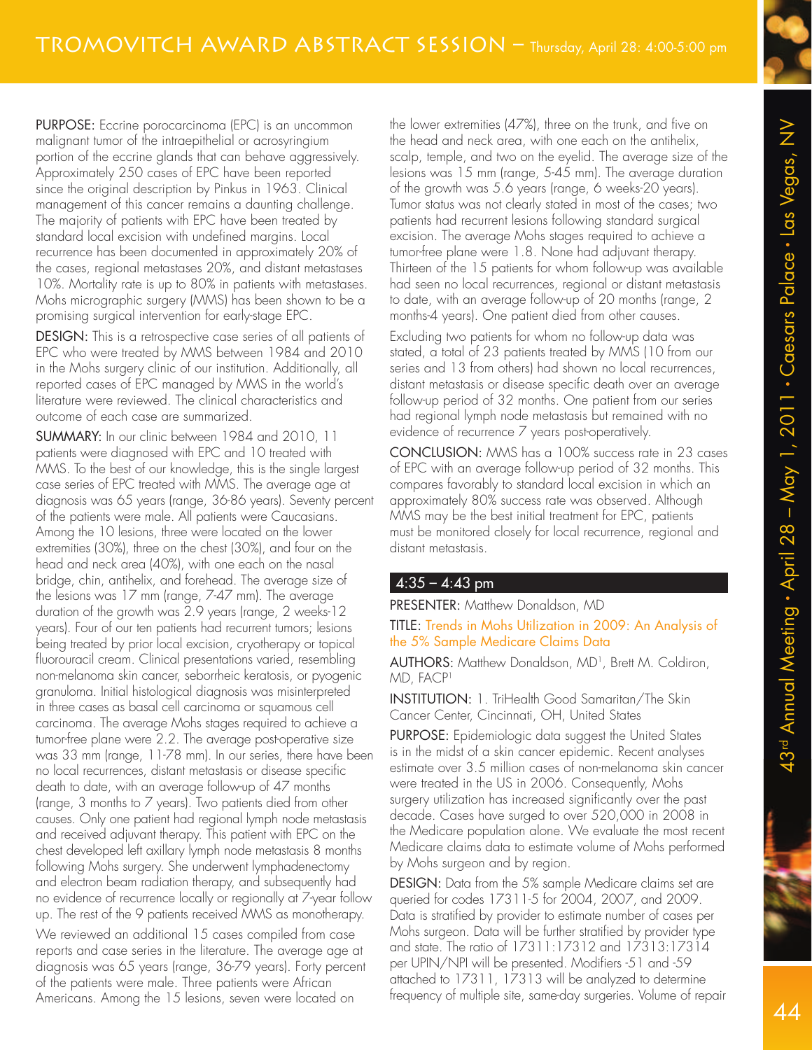**PURPOSE:** Eccrine porocarcinoma (EPC) is an uncommon malignant tumor of the intraepithelial or acrosyringium portion of the eccrine glands that can behave aggressively. Approximately 250 cases of EPC have been reported since the original description by Pinkus in 1963. Clinical management of this cancer remains a daunting challenge. The majority of patients with EPC have been treated by standard local excision with undefined margins. Local recurrence has been documented in approximately 20% of the cases, regional metastases 20%, and distant metastases 10%. Mortality rate is up to 80% in patients with metastases. Mohs micrographic surgery (MMS) has been shown to be a promising surgical intervention for early-stage EPC.

**DESIGN:** This is a retrospective case series of all patients of EPC who were treated by MMS between 1984 and 2010 in the Mohs surgery clinic of our institution. Additionally, all reported cases of EPC managed by MMS in the world's literature were reviewed. The clinical characteristics and outcome of each case are summarized.

**SUMMARY:** In our clinic between 1984 and 2010, 11 patients were diagnosed with EPC and 10 treated with MMS. To the best of our knowledge, this is the single largest case series of EPC treated with MMS. The average age at diagnosis was 65 years (range, 36-86 years). Seventy percent of the patients were male. All patients were Caucasians. Among the 10 lesions, three were located on the lower extremities (30%), three on the chest (30%), and four on the head and neck area (40%), with one each on the nasal bridge, chin, antihelix, and forehead. The average size of the lesions was 17 mm (range, 7-47 mm). The average duration of the growth was 2.9 years (range, 2 weeks-12 years). Four of our ten patients had recurrent tumors; lesions being treated by prior local excision, cryotherapy or topical fluorouracil cream. Clinical presentations varied, resembling non-melanoma skin cancer, seborrheic keratosis, or pyogenic granuloma. Initial histological diagnosis was misinterpreted in three cases as basal cell carcinoma or squamous cell carcinoma. The average Mohs stages required to achieve a tumor-free plane were 2.2. The average post-operative size was 33 mm (range, 11-78 mm). In our series, there have been no local recurrences, distant metastasis or disease specific death to date, with an average follow-up of 47 months (range, 3 months to 7 years). Two patients died from other causes. Only one patient had regional lymph node metastasis and received adjuvant therapy. This patient with EPC on the chest developed left axillary lymph node metastasis 8 months following Mohs surgery. She underwent lymphadenectomy and electron beam radiation therapy, and subsequently had no evidence of recurrence locally or regionally at 7-year follow up. The rest of the 9 patients received MMS as monotherapy.

We reviewed an additional 15 cases compiled from case reports and case series in the literature. The average age at diagnosis was 65 years (range, 36-79 years). Forty percent of the patients were male. Three patients were African Americans. Among the 15 lesions, seven were located on the lower extremities (47%), three on the trunk, and five on the head and neck area, with one each on the antihelix, scalp, temple, and two on the eyelid. The average size of the lesions was 15 mm (range, 5-45 mm). The average duration of the growth was 5.6 years (range, 6 weeks-20 years). Tumor status was not clearly stated in most of the cases; two patients had recurrent lesions following standard surgical excision. The average Mohs stages required to achieve a tumor-free plane were 1.8. None had adjuvant therapy. Thirteen of the 15 patients for whom follow-up was available had seen no local recurrences, regional or distant metastasis to date, with an average follow-up of 20 months (range, 2 months-4 years). One patient died from other causes.

Excluding two patients for whom no follow-up data was stated, a total of 23 patients treated by MMS (10 from our series and 13 from others) had shown no local recurrences, distant metastasis or disease specific death over an average follow-up period of 32 months. One patient from our series had regional lymph node metastasis but remained with no evidence of recurrence 7 years post-operatively.

**CONCLUSION:** MMS has a 100% success rate in 23 cases of EPC with an average follow-up period of 32 months. This compares favorably to standard local excision in which an approximately 80% success rate was observed. Although MMS may be the best initial treatment for EPC, patients must be monitored closely for local recurrence, regional and distant metastasis.

## 4:35 – 4:43 pm

**PRESENTER:** Matthew Donaldson, MD

**TITLE:** Trends in Mohs Utilization in 2009: An Analysis of the 5% Sample Medicare Claims Data

**AUTHORS:** Matthew Donaldson, MD[1], Brett M. Coldiron, MD, FACP[1]

**INSTITUTION:** 1. TriHealth Good Samaritan/The Skin Cancer Center, Cincinnati, OH, United States

**PURPOSE:** Epidemiologic data suggest the United States is in the midst of a skin cancer epidemic. Recent analyses estimate over 3.5 million cases of non-melanoma skin cancer were treated in the US in 2006. Consequently, Mohs surgery utilization has increased significantly over the past decade. Cases have surged to over 520,000 in 2008 in the Medicare population alone. We evaluate the most recent Medicare claims data to estimate volume of Mohs performed by Mohs surgeon and by region.

**DESIGN:** Data from the 5% sample Medicare claims set are queried for codes 17311-5 for 2004, 2007, and 2009. Data is stratified by provider to estimate number of cases per Mohs surgeon. Data will be further stratified by provider type and state. The ratio of 17311:17312 and 17313:17314 per UPIN/NPI will be presented. Modifiers -51 and -59 attached to 17311, 17313 will be analyzed to determine frequency of multiple site, same-day surgeries. Volume of repair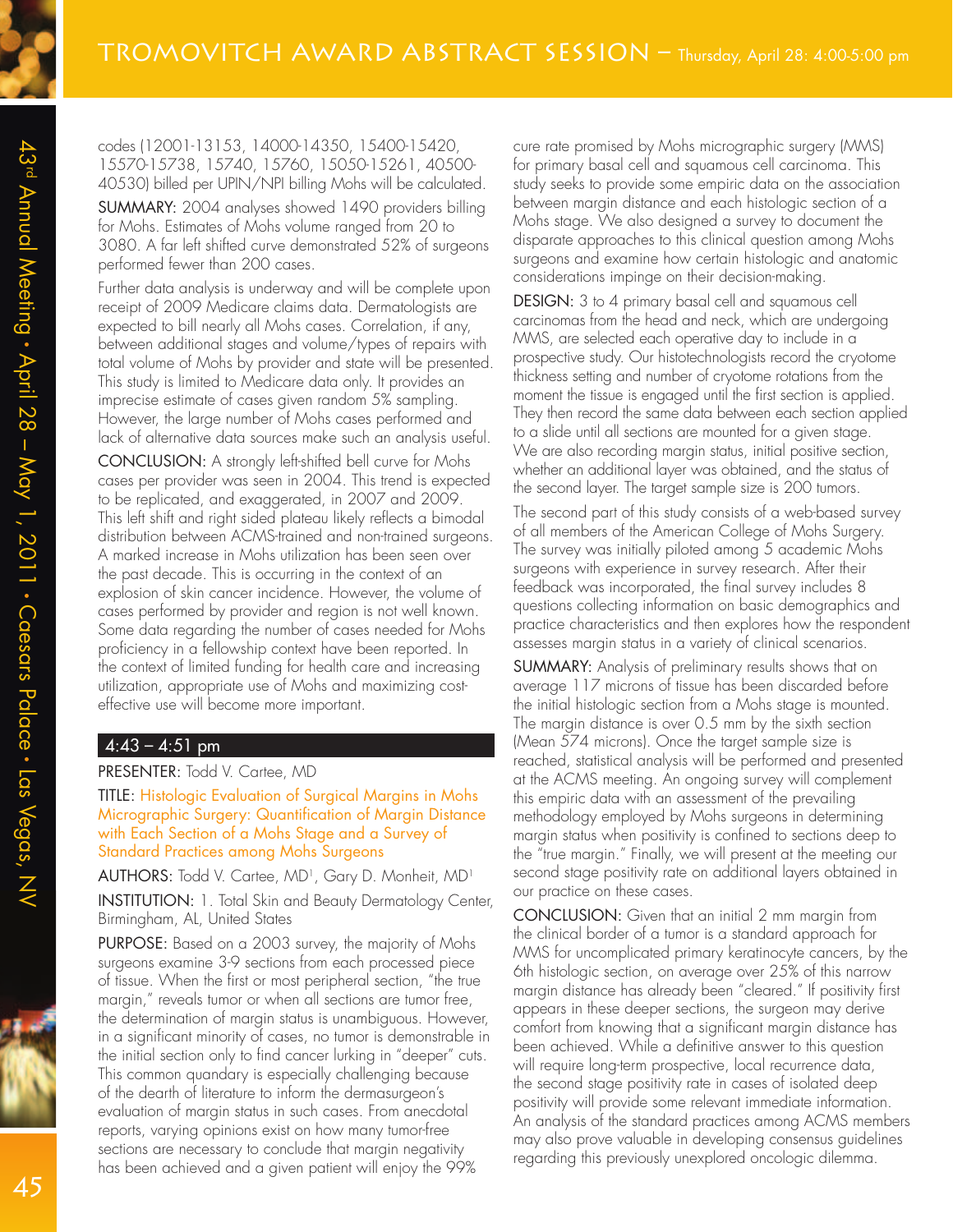codes (12001-13153, 14000-14350, 15400-15420, 15570-15738, 15740, 15760, 15050-15261, 40500-40530) billed per UPIN/NPI billing Mohs will be calculated.

SUMMARY: 2004 analyses showed 1490 providers billing for Mohs. Estimates of Mohs volume ranged from 20 to 3080. A far left shifted curve demonstrated 52% of surgeons performed fewer than 200 cases.

Further data analysis is underway and will be complete upon receipt of 2009 Medicare claims data. Dermatologists are expected to bill nearly all Mohs cases. Correlation, if any, between additional stages and volume/types of repairs with total volume of Mohs by provider and state will be presented. This study is limited to Medicare data only. It provides an imprecise estimate of cases given random 5% sampling. However, the large number of Mohs cases performed and lack of alternative data sources make such an analysis useful.

CONCLUSION: A strongly left-shifted bell curve for Mohs cases per provider was seen in 2004. This trend is expected to be replicated, and exaggerated, in 2007 and 2009. This left shift and right sided plateau likely reflects a bimodal distribution between ACMS-trained and non-trained surgeons. A marked increase in Mohs utilization has been seen over the past decade. This is occurring in the context of an explosion of skin cancer incidence. However, the volume of cases performed by provider and region is not well known. Some data regarding the number of cases needed for Mohs proficiency in a fellowship context have been reported. In the context of limited funding for health care and increasing utilization, appropriate use of Mohs and maximizing cost-effective use will become more important.

## 4:43 – 4:51 pm

PRESENTER: Todd V. Cartee, MD

TITLE: Histologic Evaluation of Surgical Margins in Mohs Micrographic Surgery: Quantification of Margin Distance with Each Section of a Mohs Stage and a Survey of Standard Practices among Mohs Surgeons

AUTHORS: Todd V. Cartee, MD[1], Gary D. Monheit, MD[1]

INSTITUTION: 1. Total Skin and Beauty Dermatology Center, Birmingham, AL, United States

PURPOSE: Based on a 2003 survey, the majority of Mohs surgeons examine 3-9 sections from each processed piece of tissue. When the first or most peripheral section, "the true margin," reveals tumor or when all sections are tumor free, the determination of margin status is unambiguous. However, in a significant minority of cases, no tumor is demonstrable in the initial section only to find cancer lurking in "deeper" cuts. This common quandary is especially challenging because of the dearth of literature to inform the dermasurgeon's evaluation of margin status in such cases. From anecdotal reports, varying opinions exist on how many tumor-free sections are necessary to conclude that margin negativity has been achieved and a given patient will enjoy the 99% cure rate promised by Mohs micrographic surgery (MMS) for primary basal cell and squamous cell carcinoma. This study seeks to provide some empiric data on the association between margin distance and each histologic section of a Mohs stage. We also designed a survey to document the disparate approaches to this clinical question among Mohs surgeons and examine how certain histologic and anatomic considerations impinge on their decision-making.

DESIGN: 3 to 4 primary basal cell and squamous cell carcinomas from the head and neck, which are undergoing MMS, are selected each operative day to include in a prospective study. Our histotechnologists record the cryotome thickness setting and number of cryotome rotations from the moment the tissue is engaged until the first section is applied. They then record the same data between each section applied to a slide until all sections are mounted for a given stage. We are also recording margin status, initial positive section, whether an additional layer was obtained, and the status of the second layer. The target sample size is 200 tumors.

The second part of this study consists of a web-based survey of all members of the American College of Mohs Surgery. The survey was initially piloted among 5 academic Mohs surgeons with experience in survey research. After their feedback was incorporated, the final survey includes 8 questions collecting information on basic demographics and practice characteristics and then explores how the respondent assesses margin status in a variety of clinical scenarios.

SUMMARY: Analysis of preliminary results shows that on average 117 microns of tissue has been discarded before the initial histologic section from a Mohs stage is mounted. The margin distance is over 0.5 mm by the sixth section (Mean 574 microns). Once the target sample size is reached, statistical analysis will be performed and presented at the ACMS meeting. An ongoing survey will complement this empiric data with an assessment of the prevailing methodology employed by Mohs surgeons in determining margin status when positivity is confined to sections deep to the "true margin." Finally, we will present at the meeting our second stage positivity rate on additional layers obtained in our practice on these cases.

CONCLUSION: Given that an initial 2 mm margin from the clinical border of a tumor is a standard approach for MMS for uncomplicated primary keratinocyte cancers, by the 6th histologic section, on average over 25% of this narrow margin distance has already been "cleared." If positivity first appears in these deeper sections, the surgeon may derive comfort from knowing that a significant margin distance has been achieved. While a definitive answer to this question will require long-term prospective, local recurrence data, the second stage positivity rate in cases of isolated deep positivity will provide some relevant immediate information. An analysis of the standard practices among ACMS members may also prove valuable in developing consensus guidelines regarding this previously unexplored oncologic dilemma.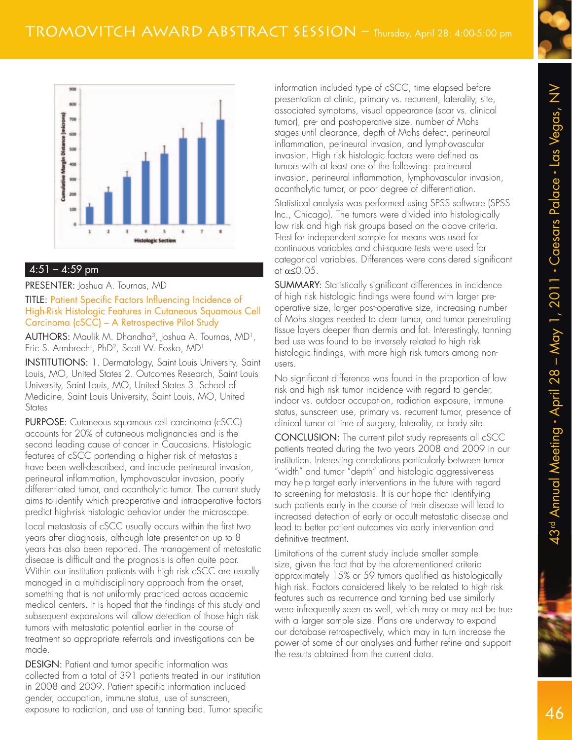4:51 – 4:59 pm

PRESENTER: Joshua A. Tournas, MD

TITLE: Patient Specific Factors Influencing Incidence of High-Risk Histologic Features in Cutaneous Squamous Cell Carcinoma (cSCC) – A Retrospective Pilot Study

AUTHORS: Maulik M. Dhandha[3], Joshua A. Tournas, MD[1], Eric S. Armbrecht, PhD[2], Scott W. Fosko, MD[1]

INSTITUTIONS: 1. Dermatology, Saint Louis University, Saint Louis, MO, United States 2. Outcomes Research, Saint Louis University, Saint Louis, MO, United States 3. School of Medicine, Saint Louis University, Saint Louis, MO, United States

**PURPOSE:** Cutaneous squamous cell carcinoma (cSCC) accounts for 20% of cutaneous malignancies and is the second leading cause of cancer in Caucasians. Histologic features of cSCC portending a higher risk of metastasis have been well-described, and include perineural invasion, perineural inflammation, lymphovascular invasion, poorly differentiated tumor, and acantholytic tumor. The current study aims to identify which preoperative and intraoperative factors predict high-risk histologic behavior under the microscope.

Local metastasis of cSCC usually occurs within the first two years after diagnosis, although late presentation up to 8 years has also been reported. The management of metastatic disease is difficult and the prognosis is often quite poor. Within our institution patients with high risk cSCC are usually managed in a multidisciplinary approach from the onset, something that is not uniformly practiced across academic medical centers. It is hoped that the findings of this study and subsequent expansions will allow detection of those high risk tumors with metastatic potential earlier in the course of treatment so appropriate referrals and investigations can be made.

**DESIGN:** Patient and tumor specific information was collected from a total of 391 patients treated in our institution in 2008 and 2009. Patient specific information included gender, occupation, immune status, use of sunscreen, exposure to radiation, and use of tanning bed. Tumor specific information included type of cSCC, time elapsed before presentation at clinic, primary vs. recurrent, laterality, site, associated symptoms, visual appearance (scar vs. clinical tumor), pre- and post-operative size, number of Mohs stages until clearance, depth of Mohs defect, perineural inflammation, perineural invasion, and lymphovascular invasion. High risk histologic factors were defined as tumors with at least one of the following: perineural invasion, perineural inflammation, lymphovascular invasion, acantholytic tumor, or poor degree of differentiation.

Statistical analysis was performed using SPSS software (SPSS Inc., Chicago). The tumors were divided into histologically low risk and high risk groups based on the above criteria. T-test for independent sample for means was used for continuous variables and chi-square tests were used for categorical variables. Differences were considered significant at $\alpha \leq 0.05$.

**SUMMARY:** Statistically significant differences in incidence of high risk histologic findings were found with larger pre-operative size, larger post-operative size, increasing number of Mohs stages needed to clear tumor, and tumor penetrating tissue layers deeper than dermis and fat. Interestingly, tanning bed use was found to be inversely related to high risk histologic findings, with more high risk tumors among non-users.

No significant difference was found in the proportion of low risk and high risk tumor incidence with regard to gender, indoor vs. outdoor occupation, radiation exposure, immune status, sunscreen use, primary vs. recurrent tumor, presence of clinical tumor at time of surgery, laterality, or body site.

**CONCLUSION:** The current pilot study represents all cSCC patients treated during the two years 2008 and 2009 in our institution. Interesting correlations particularly between tumor "width" and tumor "depth" and histologic aggressiveness may help target early interventions in the future with regard to screening for metastasis. It is our hope that identifying such patients early in the course of their disease will lead to increased detection of early or occult metastatic disease and lead to better patient outcomes via early intervention and definitive treatment.

Limitations of the current study include smaller sample size, given the fact that by the aforementioned criteria approximately 15% or 59 tumors qualified as histologically high risk. Factors considered likely to be related to high risk features such as recurrence and tanning bed use similarly were infrequently seen as well, which may or may not be true with a larger sample size. Plans are underway to expand our database retrospectively, which may in turn increase the power of some of our analyses and further refine and support the results obtained from the current data.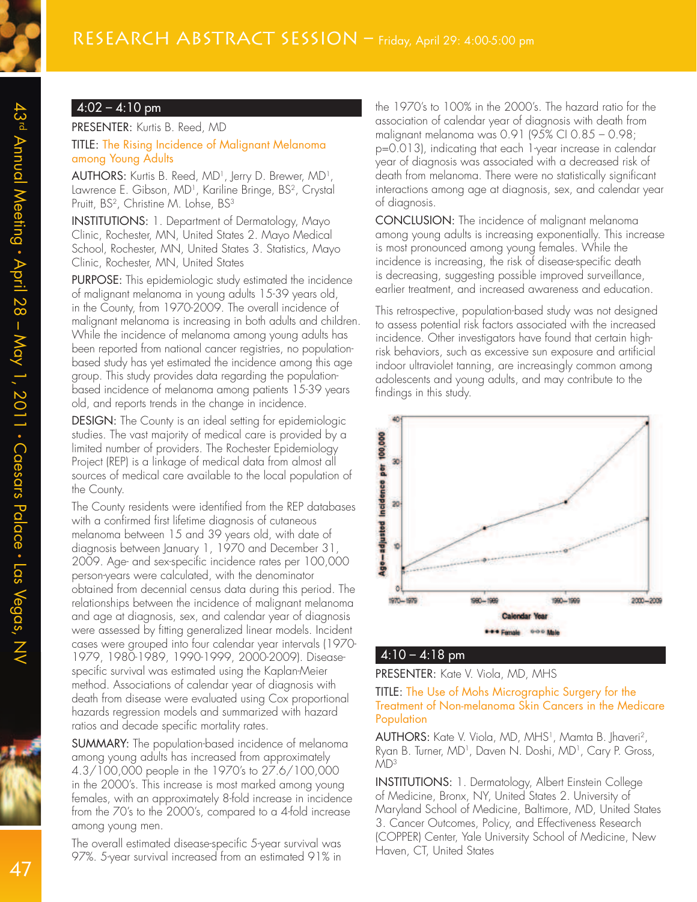# RESEARCH ABSTRACT SESSION – Friday, April 29: 4:00-5:00 pm

## 4:02 – 4:10 pm

PRESENTER: Kurtis B. Reed, MD

TITLE: The Rising Incidence of Malignant Melanoma among Young Adults

AUTHORS: Kurtis B. Reed, MD[1], Jerry D. Brewer, MD[1], Lawrence E. Gibson, MD[1], Kariline Bringe, BS[2], Crystal Pruitt, BS[2], Christine M. Lohse, BS[3]

INSTITUTIONS: 1. Department of Dermatology, Mayo Clinic, Rochester, MN, United States 2. Mayo Medical School, Rochester, MN, United States 3. Statistics, Mayo Clinic, Rochester, MN, United States

PURPOSE: This epidemiologic study estimated the incidence of malignant melanoma in young adults 15-39 years old, in the County, from 1970-2009. The overall incidence of malignant melanoma is increasing in both adults and children. While the incidence of melanoma among young adults has been reported from national cancer registries, no population-based study has yet estimated the incidence among this age group. This study provides data regarding the population-based incidence of melanoma among patients 15-39 years old, and reports trends in the change in incidence.

DESIGN: The County is an ideal setting for epidemiologic studies. The vast majority of medical care is provided by a limited number of providers. The Rochester Epidemiology Project (REP) is a linkage of medical data from almost all sources of medical care available to the local population of the County.

The County residents were identified from the REP databases with a confirmed first lifetime diagnosis of cutaneous melanoma between 15 and 39 years old, with date of diagnosis between January 1, 1970 and December 31, 2009. Age- and sex-specific incidence rates per 100,000 person-years were calculated, with the denominator obtained from decennial census data during this period. The relationships between the incidence of malignant melanoma and age at diagnosis, sex, and calendar year of diagnosis were assessed by fitting generalized linear models. Incident cases were grouped into four calendar year intervals (1970-1979, 1980-1989, 1990-1999, 2000-2009). Disease-specific survival was estimated using the Kaplan-Meier method. Associations of calendar year of diagnosis with death from disease were evaluated using Cox proportional hazards regression models and summarized with hazard ratios and decade specific mortality rates.

SUMMARY: The population-based incidence of melanoma among young adults has increased from approximately 4.3/100,000 people in the 1970's to 27.6/100,000 in the 2000's. This increase is most marked among young females, with an approximately 8-fold increase in incidence from the 70's to the 2000's, compared to a 4-fold increase among young men.

The overall estimated disease-specific 5-year survival was 97%. 5-year survival increased from an estimated 91% in the 1970's to 100% in the 2000's. The hazard ratio for the association of calendar year of diagnosis with death from malignant melanoma was 0.91 (95% CI 0.85 – 0.98; p=0.013), indicating that each 1-year increase in calendar year of diagnosis was associated with a decreased risk of death from melanoma. There were no statistically significant interactions among age at diagnosis, sex, and calendar year of diagnosis.

CONCLUSION: The incidence of malignant melanoma among young adults is increasing exponentially. This increase is most pronounced among young females. While the incidence is increasing, the risk of disease-specific death is decreasing, suggesting possible improved surveillance, earlier treatment, and increased awareness and education.

This retrospective, population-based study was not designed to assess potential risk factors associated with the increased incidence. Other investigators have found that certain high-risk behaviors, such as excessive sun exposure and artificial indoor ultraviolet tanning, are increasingly common among adolescents and young adults, and may contribute to the findings in this study.

## 4:10 – 4:18 pm

PRESENTER: Kate V. Viola, MD, MHS

TITLE: The Use of Mohs Micrographic Surgery for the Treatment of Non-melanoma Skin Cancers in the Medicare Population

AUTHORS: Kate V. Viola, MD, MHS[1], Mamta B. Jhaveri[2], Ryan B. Turner, MD[1], Daven N. Doshi, MD[1], Cary P. Gross, MD[3]

INSTITUTIONS: 1. Dermatology, Albert Einstein College of Medicine, Bronx, NY, United States 2. University of Maryland School of Medicine, Baltimore, MD, United States 3. Cancer Outcomes, Policy, and Effectiveness Research (COPPER) Center, Yale University School of Medicine, New Haven, CT, United States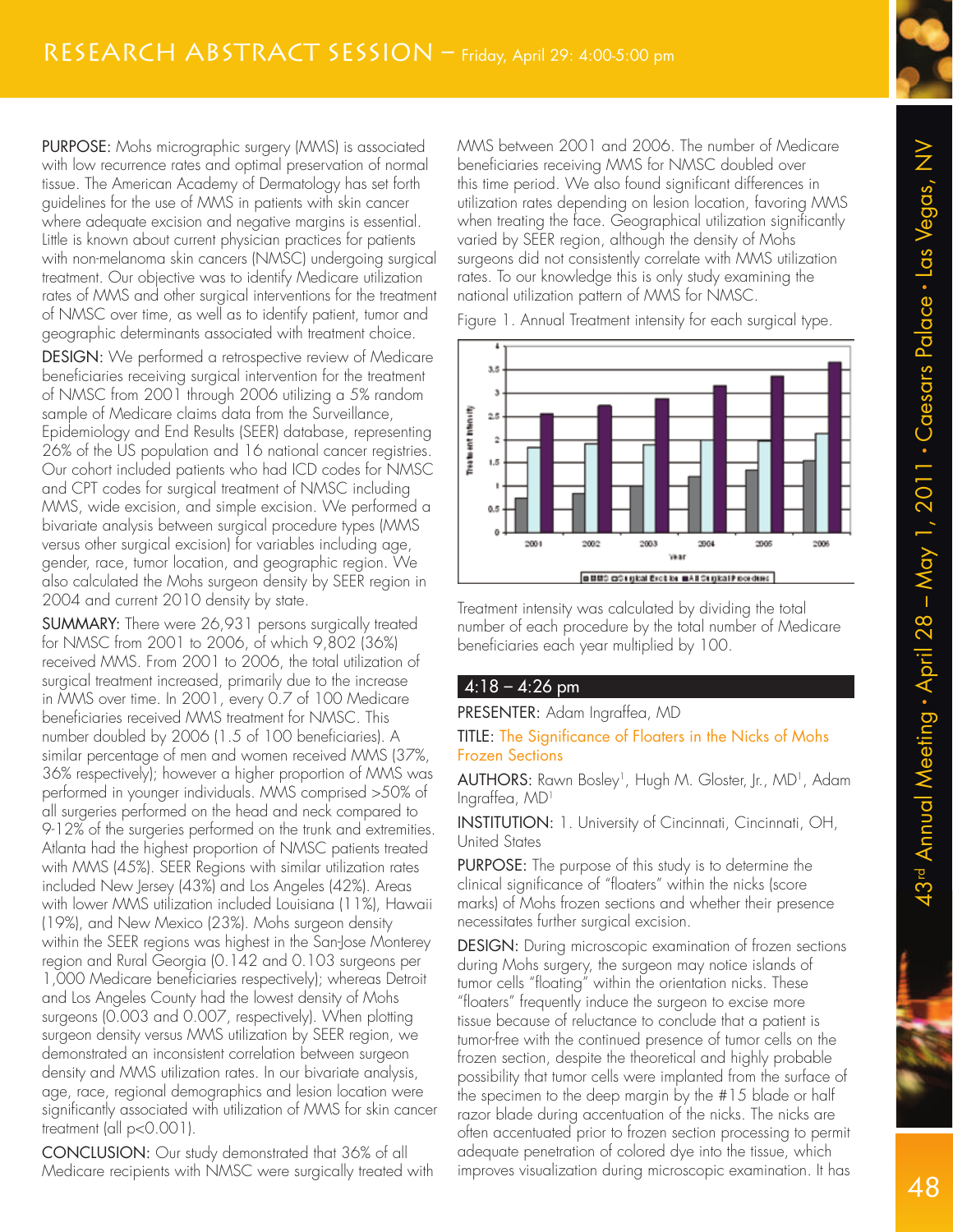PURPOSE: Mohs micrographic surgery (MMS) is associated with low recurrence rates and optimal preservation of normal tissue. The American Academy of Dermatology has set forth guidelines for the use of MMS in patients with skin cancer where adequate excision and negative margins is essential. Little is known about current physician practices for patients with non-melanoma skin cancers (NMSC) undergoing surgical treatment. Our objective was to identify Medicare utilization rates of MMS and other surgical interventions for the treatment of NMSC over time, as well as to identify patient, tumor and geographic determinants associated with treatment choice.

DESIGN: We performed a retrospective review of Medicare beneficiaries receiving surgical intervention for the treatment of NMSC from 2001 through 2006 utilizing a 5% random sample of Medicare claims data from the Surveillance, Epidemiology and End Results (SEER) database, representing 26% of the US population and 16 national cancer registries. Our cohort included patients who had ICD codes for NMSC and CPT codes for surgical treatment of NMSC including MMS, wide excision, and simple excision. We performed a bivariate analysis between surgical procedure types (MMS versus other surgical excision) for variables including age, gender, race, tumor location, and geographic region. We also calculated the Mohs surgeon density by SEER region in 2004 and current 2010 density by state.

SUMMARY: There were 26,931 persons surgically treated for NMSC from 2001 to 2006, of which 9,802 (36%) received MMS. From 2001 to 2006, the total utilization of surgical treatment increased, primarily due to the increase in MMS over time. In 2001, every 0.7 of 100 Medicare beneficiaries received MMS treatment for NMSC. This number doubled by 2006 (1.5 of 100 beneficiaries). A similar percentage of men and women received MMS (37%, 36% respectively); however a higher proportion of MMS was performed in younger individuals. MMS comprised >50% of all surgeries performed on the head and neck compared to 9-12% of the surgeries performed on the trunk and extremities. Atlanta had the highest proportion of NMSC patients treated with MMS (45%). SEER Regions with similar utilization rates included New Jersey (43%) and Los Angeles (42%). Areas with lower MMS utilization included Louisiana (11%), Hawaii (19%), and New Mexico (23%). Mohs surgeon density within the SEER regions was highest in the San-Jose Monterey region and Rural Georgia (0.142 and 0.103 surgeons per 1,000 Medicare beneficiaries respectively); whereas Detroit and Los Angeles County had the lowest density of Mohs surgeons (0.003 and 0.007, respectively). When plotting surgeon density versus MMS utilization by SEER region, we demonstrated an inconsistent correlation between surgeon density and MMS utilization rates. In our bivariate analysis, age, race, regional demographics and lesion location were significantly associated with utilization of MMS for skin cancer treatment (all p<0.001).

CONCLUSION: Our study demonstrated that 36% of all Medicare recipients with NMSC were surgically treated with MMS between 2001 and 2006. The number of Medicare beneficiaries receiving MMS for NMSC doubled over this time period. We also found significant differences in utilization rates depending on lesion location, favoring MMS when treating the face. Geographical utilization significantly varied by SEER region, although the density of Mohs surgeons did not consistently correlate with MMS utilization rates. To our knowledge this is only study examining the national utilization pattern of MMS for NMSC.

Figure 1. Annual Treatment intensity for each surgical type.

Treatment intensity was calculated by dividing the total number of each procedure by the total number of Medicare beneficiaries each year multiplied by 100.

## 4:18 – 4:26 pm

PRESENTER: Adam Ingraffea, MD

TITLE: The Significance of Floaters in the Nicks of Mohs Frozen Sections

AUTHORS: Rawn Bosley[1], Hugh M. Gloster, Jr., MD[1], Adam Ingraffea, MD[1]

INSTITUTION: 1. University of Cincinnati, Cincinnati, OH, United States

PURPOSE: The purpose of this study is to determine the clinical significance of "floaters" within the nicks (score marks) of Mohs frozen sections and whether their presence necessitates further surgical excision.

DESIGN: During microscopic examination of frozen sections during Mohs surgery, the surgeon may notice islands of tumor cells "floating" within the orientation nicks. These "floaters" frequently induce the surgeon to excise more tissue because of reluctance to conclude that a patient is tumor-free with the continued presence of tumor cells on the frozen section, despite the theoretical and highly probable possibility that tumor cells were implanted from the surface of the specimen to the deep margin by the #15 blade or half razor blade during accentuation of the nicks. The nicks are often accentuated prior to frozen section processing to permit adequate penetration of colored dye into the tissue, which improves visualization during microscopic examination. It has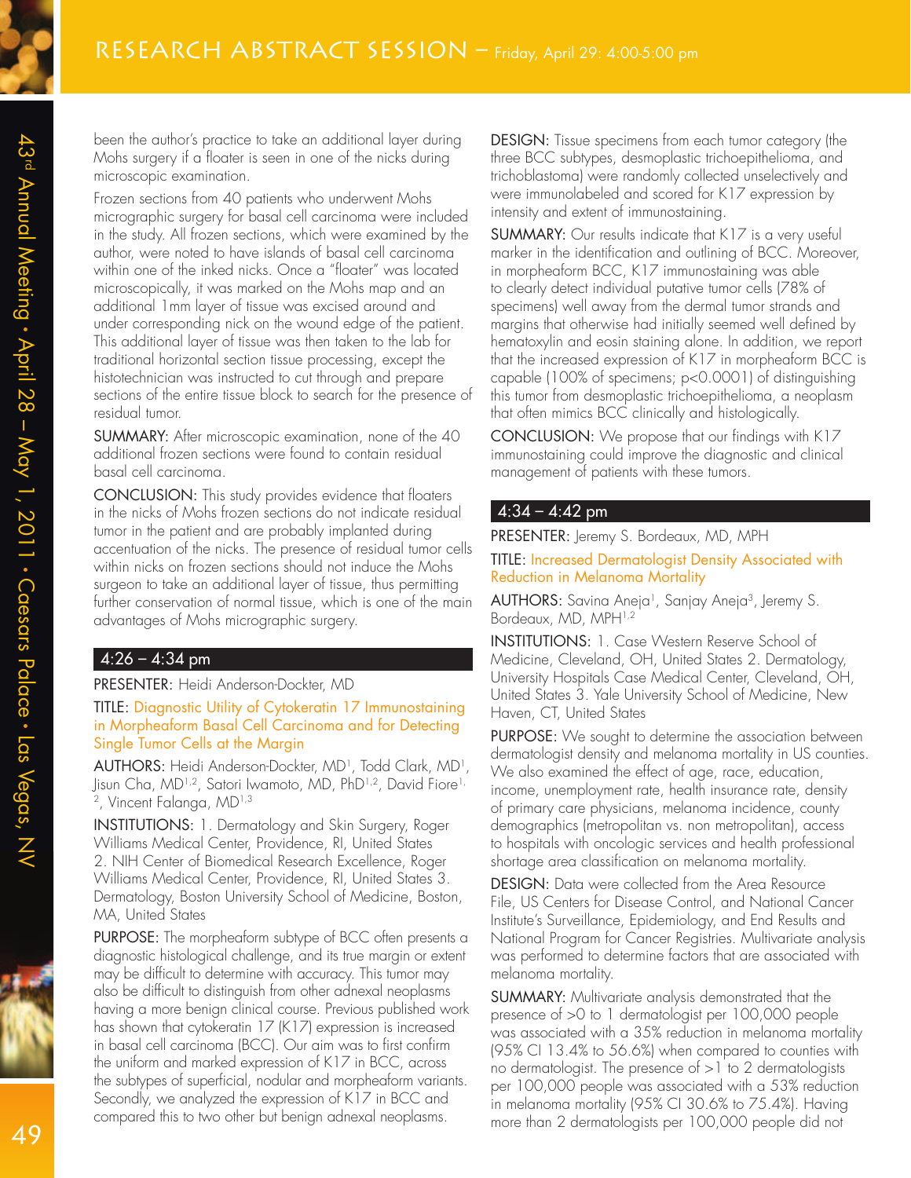been the author's practice to take an additional layer during Mohs surgery if a floater is seen in one of the nicks during microscopic examination.

Frozen sections from 40 patients who underwent Mohs micrographic surgery for basal cell carcinoma were included in the study. All frozen sections, which were examined by the author, were noted to have islands of basal cell carcinoma within one of the inked nicks. Once a "floater" was located microscopically, it was marked on the Mohs map and an additional 1mm layer of tissue was excised around and under corresponding nick on the wound edge of the patient. This additional layer of tissue was then taken to the lab for traditional horizontal section tissue processing, except the histotechnician was instructed to cut through and prepare sections of the entire tissue block to search for the presence of residual tumor.

SUMMARY: After microscopic examination, none of the 40 additional frozen sections were found to contain residual basal cell carcinoma.

CONCLUSION: This study provides evidence that floaters in the nicks of Mohs frozen sections do not indicate residual tumor in the patient and are probably implanted during accentuation of the nicks. The presence of residual tumor cells within nicks on frozen sections should not induce the Mohs surgeon to take an additional layer of tissue, thus permitting further conservation of normal tissue, which is one of the main advantages of Mohs micrographic surgery.

## 4:26 – 4:34 pm

PRESENTER: Heidi Anderson-Dockter, MD

TITLE: Diagnostic Utility of Cytokeratin 17 Immunostaining in Morpheaform Basal Cell Carcinoma and for Detecting Single Tumor Cells at the Margin

AUTHORS: Heidi Anderson-Dockter, MD[1], Todd Clark, MD[1], Jisun Cha, MD[1,2], Satori Iwamoto, MD, PhD[1,2], David Fiore[1,2], Vincent Falanga, MD[1,3]

INSTITUTIONS: 1. Dermatology and Skin Surgery, Roger Williams Medical Center, Providence, RI, United States 2. NIH Center of Biomedical Research Excellence, Roger Williams Medical Center, Providence, RI, United States 3. Dermatology, Boston University School of Medicine, Boston, MA, United States

PURPOSE: The morpheaform subtype of BCC often presents a diagnostic histological challenge, and its true margin or extent may be difficult to determine with accuracy. This tumor may also be difficult to distinguish from other adnexal neoplasms having a more benign clinical course. Previous published work has shown that cytokeratin 17 (K17) expression is increased in basal cell carcinoma (BCC). Our aim was to first confirm the uniform and marked expression of K17 in BCC, across the subtypes of superficial, nodular and morpheaform variants. Secondly, we analyzed the expression of K17 in BCC and compared this to two other but benign adnexal neoplasms.

DESIGN: Tissue specimens from each tumor category (the three BCC subtypes, desmoplastic trichoepithelioma, and trichoblastoma) were randomly collected unselectively and were immunolabeled and scored for K17 expression by intensity and extent of immunostaining.

SUMMARY: Our results indicate that K17 is a very useful marker in the identification and outlining of BCC. Moreover, in morpheaform BCC, K17 immunostaining was able to clearly detect individual putative tumor cells (78% of specimens) well away from the dermal tumor strands and margins that otherwise had initially seemed well defined by hematoxylin and eosin staining alone. In addition, we report that the increased expression of K17 in morpheaform BCC is capable (100% of specimens; $p<0.0001$) of distinguishing this tumor from desmoplastic trichoepithelioma, a neoplasm that often mimics BCC clinically and histologically.

CONCLUSION: We propose that our findings with K17 immunostaining could improve the diagnostic and clinical management of patients with these tumors.

## 4:34 – 4:42 pm

PRESENTER: Jeremy S. Bordeaux, MD, MPH

TITLE: Increased Dermatologist Density Associated with Reduction in Melanoma Mortality

AUTHORS: Savina Aneja[1], Sanjay Aneja[3], Jeremy S. Bordeaux, MD, MPH[1,2]

INSTITUTIONS: 1. Case Western Reserve School of Medicine, Cleveland, OH, United States 2. Dermatology, University Hospitals Case Medical Center, Cleveland, OH, United States 3. Yale University School of Medicine, New Haven, CT, United States

PURPOSE: We sought to determine the association between dermatologist density and melanoma mortality in US counties. We also examined the effect of age, race, education, income, unemployment rate, health insurance rate, density of primary care physicians, melanoma incidence, county demographics (metropolitan vs. non metropolitan), access to hospitals with oncologic services and health professional shortage area classification on melanoma mortality.

DESIGN: Data were collected from the Area Resource File, US Centers for Disease Control, and National Cancer Institute's Surveillance, Epidemiology, and End Results and National Program for Cancer Registries. Multivariate analysis was performed to determine factors that are associated with melanoma mortality.

SUMMARY: Multivariate analysis demonstrated that the presence of >0 to 1 dermatologist per 100,000 people was associated with a 35% reduction in melanoma mortality (95% CI 13.4% to 56.6%) when compared to counties with no dermatologist. The presence of >1 to 2 dermatologists per 100,000 people was associated with a 53% reduction in melanoma mortality (95% CI 30.6% to 75.4%). Having more than 2 dermatologists per 100,000 people did not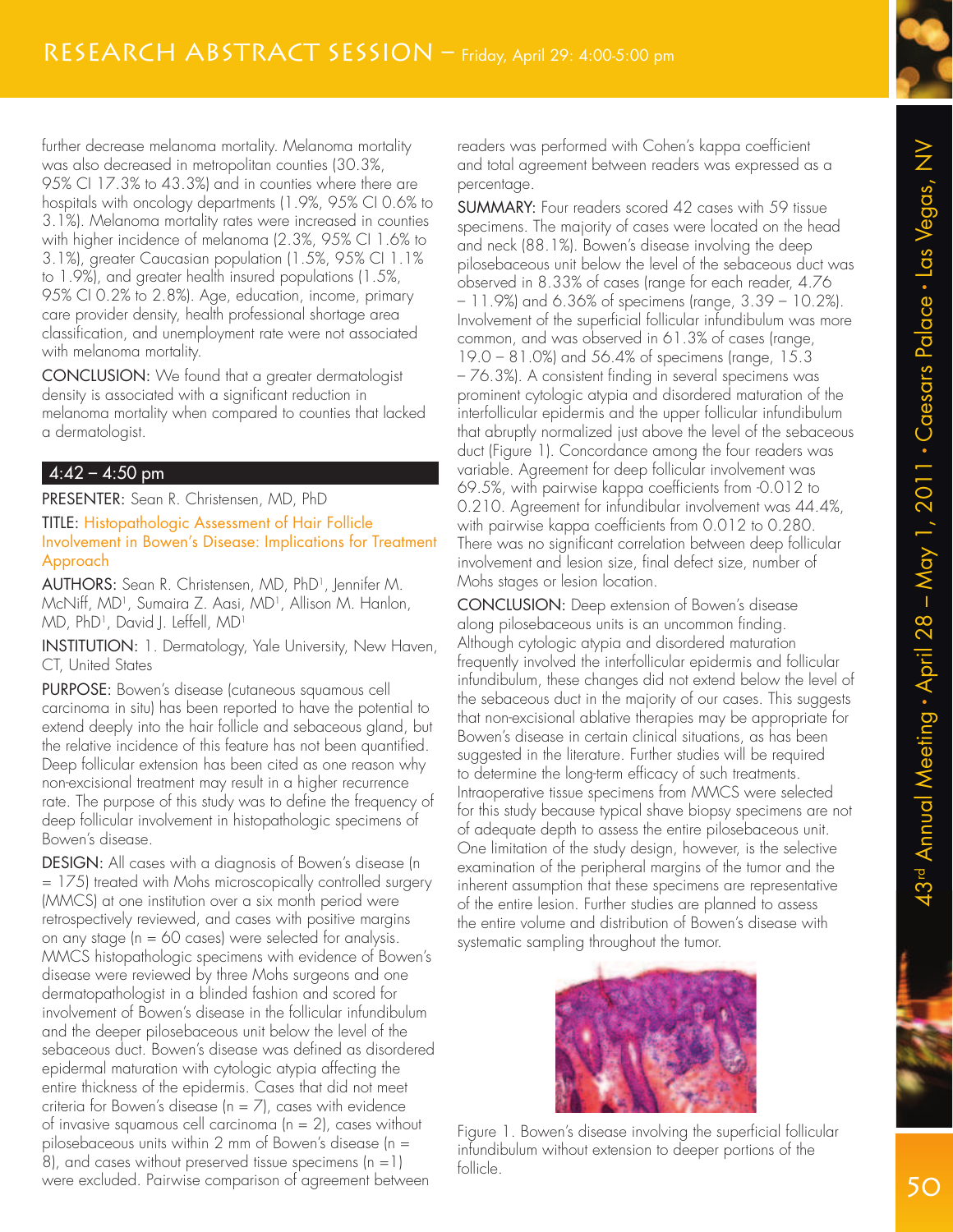further decrease melanoma mortality. Melanoma mortality was also decreased in metropolitan counties (30.3%, 95% CI 17.3% to 43.3%) and in counties where there are hospitals with oncology departments (1.9%, 95% CI 0.6% to 3.1%). Melanoma mortality rates were increased in counties with higher incidence of melanoma (2.3%, 95% CI 1.6% to 3.1%), greater Caucasian population (1.5%, 95% CI 1.1% to 1.9%), and greater health insured populations (1.5%, 95% CI 0.2% to 2.8%). Age, education, income, primary care provider density, health professional shortage area classification, and unemployment rate were not associated with melanoma mortality.

**CONCLUSION:** We found that a greater dermatologist density is associated with a significant reduction in melanoma mortality when compared to counties that lacked a dermatologist.

## 4:42 – 4:50 pm

**PRESENTER:** Sean R. Christensen, MD, PhD

**TITLE:** Histopathologic Assessment of Hair Follicle Involvement in Bowen's Disease: Implications for Treatment Approach

**AUTHORS:** Sean R. Christensen, MD, PhD[1], Jennifer M. McNiff, MD[1], Sumaira Z. Aasi, MD[1], Allison M. Hanlon, MD, PhD[1], David J. Leffell, MD[1]

**INSTITUTION:** 1. Dermatology, Yale University, New Haven, CT, United States

**PURPOSE:** Bowen's disease (cutaneous squamous cell carcinoma in situ) has been reported to have the potential to extend deeply into the hair follicle and sebaceous gland, but the relative incidence of this feature has not been quantified. Deep follicular extension has been cited as one reason why non-excisional treatment may result in a higher recurrence rate. The purpose of this study was to define the frequency of deep follicular involvement in histopathologic specimens of Bowen's disease.

**DESIGN:** All cases with a diagnosis of Bowen's disease (n = 175) treated with Mohs microscopically controlled surgery (MMCS) at one institution over a six month period were retrospectively reviewed, and cases with positive margins on any stage (n = 60 cases) were selected for analysis. MMCS histopathologic specimens with evidence of Bowen's disease were reviewed by three Mohs surgeons and one dermatopathologist in a blinded fashion and scored for involvement of Bowen's disease in the follicular infundibulum and the deeper pilosebaceous unit below the level of the sebaceous duct. Bowen's disease was defined as disordered epidermal maturation with cytologic atypia affecting the entire thickness of the epidermis. Cases that did not meet criteria for Bowen's disease (n = 7), cases with evidence of invasive squamous cell carcinoma (n = 2), cases without pilosebaceous units within 2 mm of Bowen's disease (n = 8), and cases without preserved tissue specimens (n =1) were excluded. Pairwise comparison of agreement between readers was performed with Cohen's kappa coefficient and total agreement between readers was expressed as a percentage.

**SUMMARY:** Four readers scored 42 cases with 59 tissue specimens. The majority of cases were located on the head and neck (88.1%). Bowen's disease involving the deep pilosebaceous unit below the level of the sebaceous duct was observed in 8.33% of cases (range for each reader, 4.76 – 11.9%) and 6.36% of specimens (range, 3.39 – 10.2%). Involvement of the superficial follicular infundibulum was more common, and was observed in 61.3% of cases (range, 19.0 – 81.0%) and 56.4% of specimens (range, 15.3 – 76.3%). A consistent finding in several specimens was prominent cytologic atypia and disordered maturation of the interfollicular epidermis and the upper follicular infundibulum that abruptly normalized just above the level of the sebaceous duct (Figure 1). Concordance among the four readers was variable. Agreement for deep follicular involvement was 69.5%, with pairwise kappa coefficients from -0.012 to 0.210. Agreement for infundibular involvement was 44.4%, with pairwise kappa coefficients from 0.012 to 0.280. There was no significant correlation between deep follicular involvement and lesion size, final defect size, number of Mohs stages or lesion location.

**CONCLUSION:** Deep extension of Bowen's disease along pilosebaceous units is an uncommon finding. Although cytologic atypia and disordered maturation frequently involved the interfollicular epidermis and follicular infundibulum, these changes did not extend below the level of the sebaceous duct in the majority of our cases. This suggests that non-excisional ablative therapies may be appropriate for Bowen's disease in certain clinical situations, as has been suggested in the literature. Further studies will be required to determine the long-term efficacy of such treatments. Intraoperative tissue specimens from MMCS were selected for this study because typical shave biopsy specimens are not of adequate depth to assess the entire pilosebaceous unit. One limitation of the study design, however, is the selective examination of the peripheral margins of the tumor and the inherent assumption that these specimens are representative of the entire lesion. Further studies are planned to assess the entire volume and distribution of Bowen's disease with systematic sampling throughout the tumor.

Figure 1. Bowen's disease involving the superficial follicular infundibulum without extension to deeper portions of the follicle.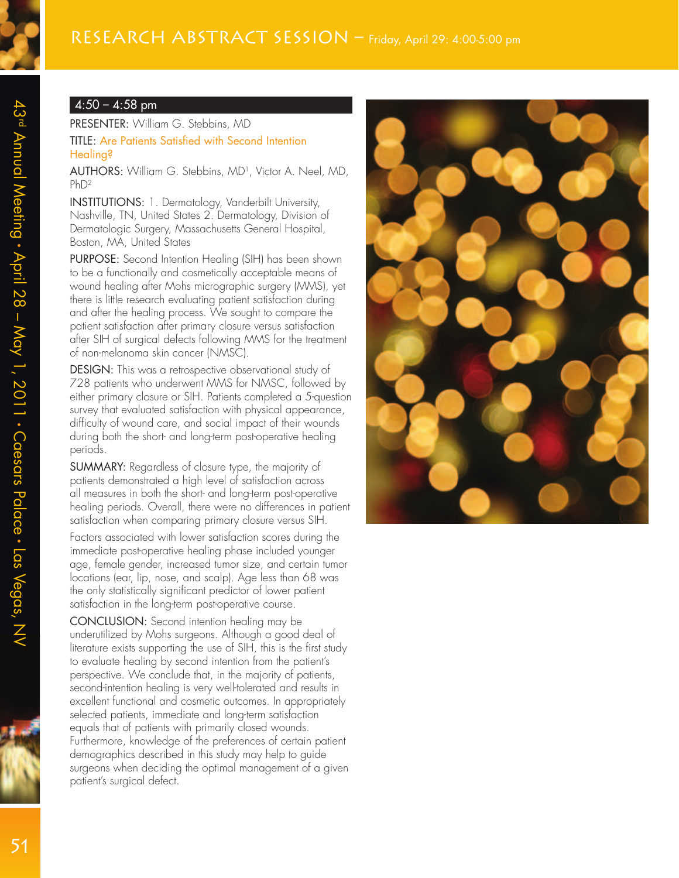## 4:50 – 4:58 pm

PRESENTER: William G. Stebbins, MD

TITLE: Are Patients Satisfied with Second Intention Healing?

AUTHORS: William G. Stebbins, MD[1], Victor A. Neel, MD, PhD[2]

INSTITUTIONS: 1. Dermatology, Vanderbilt University, Nashville, TN, United States 2. Dermatology, Division of Dermatologic Surgery, Massachusetts General Hospital, Boston, MA, United States

PURPOSE: Second Intention Healing (SIH) has been shown to be a functionally and cosmetically acceptable means of wound healing after Mohs micrographic surgery (MMS), yet there is little research evaluating patient satisfaction during and after the healing process. We sought to compare the patient satisfaction after primary closure versus satisfaction after SIH of surgical defects following MMS for the treatment of non-melanoma skin cancer (NMSC).

DESIGN: This was a retrospective observational study of 728 patients who underwent MMS for NMSC, followed by either primary closure or SIH. Patients completed a 5-question survey that evaluated satisfaction with physical appearance, difficulty of wound care, and social impact of their wounds during both the short- and long-term post-operative healing periods.

SUMMARY: Regardless of closure type, the majority of patients demonstrated a high level of satisfaction across all measures in both the short- and long-term post-operative healing periods. Overall, there were no differences in patient satisfaction when comparing primary closure versus SIH.

Factors associated with lower satisfaction scores during the immediate post-operative healing phase included younger age, female gender, increased tumor size, and certain tumor locations (ear, lip, nose, and scalp). Age less than 68 was the only statistically significant predictor of lower patient satisfaction in the long-term post-operative course.

CONCLUSION: Second intention healing may be underutilized by Mohs surgeons. Although a good deal of literature exists supporting the use of SIH, this is the first study to evaluate healing by second intention from the patient's perspective. We conclude that, in the majority of patients, second-intention healing is very well-tolerated and results in excellent functional and cosmetic outcomes. In appropriately selected patients, immediate and long-term satisfaction equals that of patients with primarily closed wounds. Furthermore, knowledge of the preferences of certain patient demographics described in this study may help to guide surgeons when deciding the optimal management of a given patient's surgical defect.